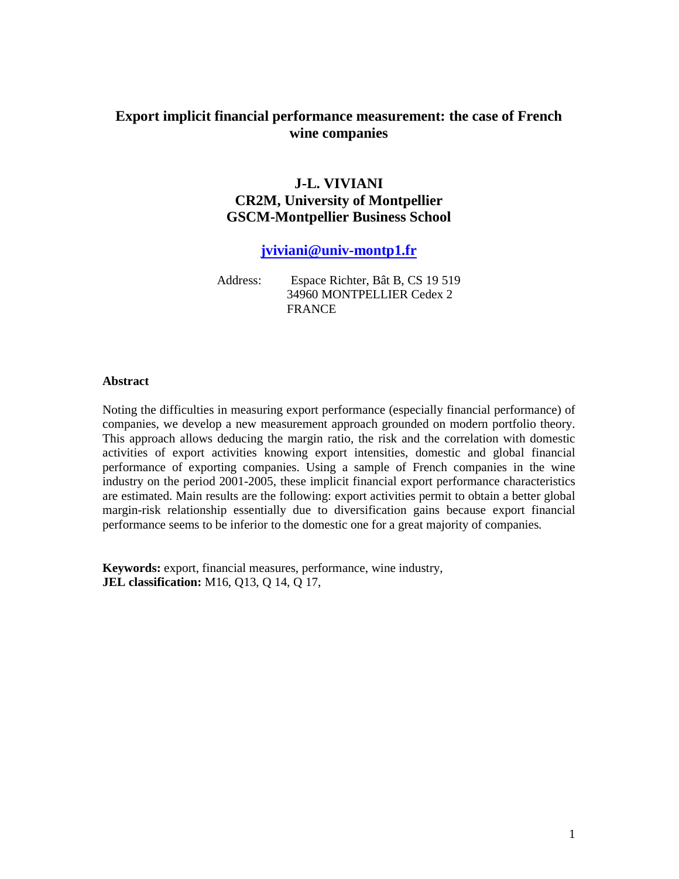# Export implicit financial performance measurement: the case of French wine companies

**J-L. VIVIANI**
**CR2M, University of Montpellier**
**GSCM-Montpellier Business School**

**jviviani@univ-montp1.fr**

Address: Espace Richter, Bât B, CS 19 519
34960 MONTPELLIER Cedex 2
FRANCE

**Abstract**

Noting the difficulties in measuring export performance (especially financial performance) of companies, we develop a new measurement approach grounded on modern portfolio theory. This approach allows deducing the margin ratio, the risk and the correlation with domestic activities of export activities knowing export intensities, domestic and global financial performance of exporting companies. Using a sample of French companies in the wine industry on the period 2001-2005, these implicit financial export performance characteristics are estimated. Main results are the following: export activities permit to obtain a better global margin-risk relationship essentially due to diversification gains because export financial performance seems to be inferior to the domestic one for a great majority of companies.

**Keywords:** export, financial measures, performance, wine industry,
**JEL classification:** M16, Q13, Q 14, Q 17,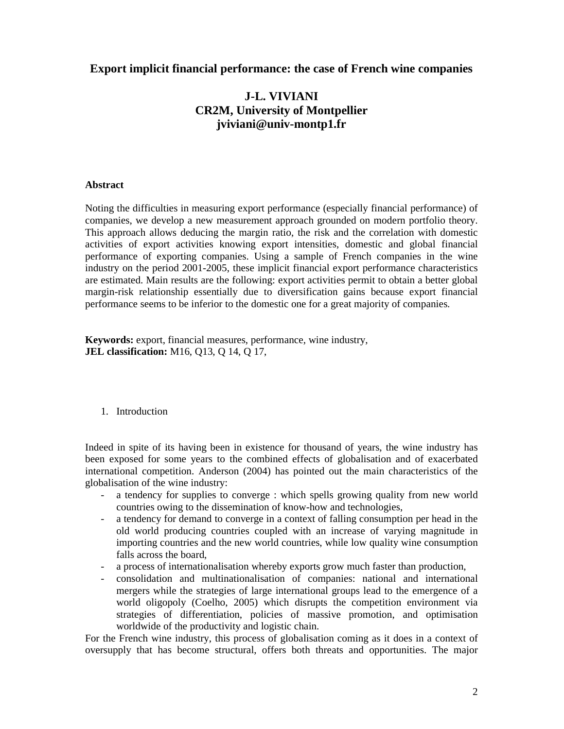# Export implicit financial performance: the case of French wine companies

**J-L. VIVIANI**
**CR2M, University of Montpellier**
**jviviani@univ-montp1.fr**

**Abstract**

Noting the difficulties in measuring export performance (especially financial performance) of companies, we develop a new measurement approach grounded on modern portfolio theory. This approach allows deducing the margin ratio, the risk and the correlation with domestic activities of export activities knowing export intensities, domestic and global financial performance of exporting companies. Using a sample of French companies in the wine industry on the period 2001-2005, these implicit financial export performance characteristics are estimated. Main results are the following: export activities permit to obtain a better global margin-risk relationship essentially due to diversification gains because export financial performance seems to be inferior to the domestic one for a great majority of companies.

**Keywords:** export, financial measures, performance, wine industry,
**JEL classification:** M16, Q13, Q 14, Q 17,

## 1. Introduction

Indeed in spite of its having been in existence for thousand of years, the wine industry has been exposed for some years to the combined effects of globalisation and of exacerbated international competition. Anderson (2004) has pointed out the main characteristics of the globalisation of the wine industry:

- a tendency for supplies to converge : which spells growing quality from new world countries owing to the dissemination of know-how and technologies,
- a tendency for demand to converge in a context of falling consumption per head in the old world producing countries coupled with an increase of varying magnitude in importing countries and the new world countries, while low quality wine consumption falls across the board,
- a process of internationalisation whereby exports grow much faster than production,
- consolidation and multinationalisation of companies: national and international mergers while the strategies of large international groups lead to the emergence of a world oligopoly (Coelho, 2005) which disrupts the competition environment via strategies of differentiation, policies of massive promotion, and optimisation worldwide of the productivity and logistic chain.

For the French wine industry, this process of globalisation coming as it does in a context of oversupply that has become structural, offers both threats and opportunities. The major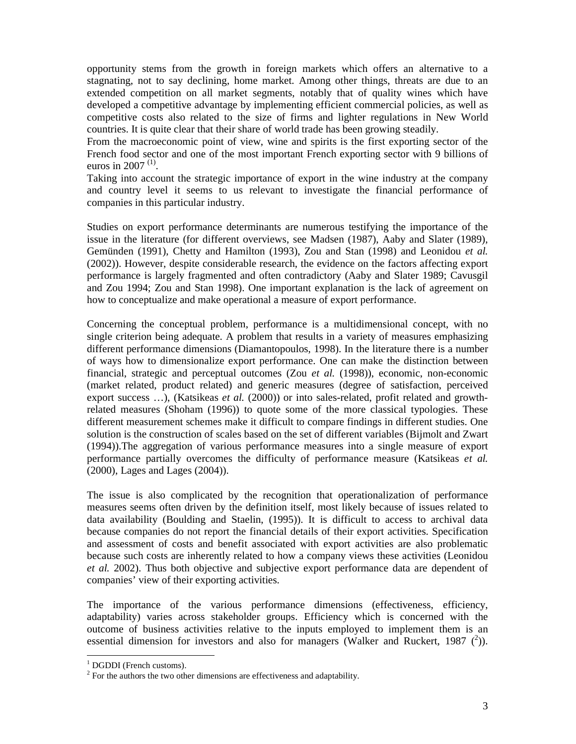opportunity stems from the growth in foreign markets which offers an alternative to a stagnating, not to say declining, home market. Among other things, threats are due to an extended competition on all market segments, notably that of quality wines which have developed a competitive advantage by implementing efficient commercial policies, as well as competitive costs also related to the size of firms and lighter regulations in New World countries. It is quite clear that their share of world trade has been growing steadily.

From the macroeconomic point of view, wine and spirits is the first exporting sector of the French food sector and one of the most important French exporting sector with 9 billions of euros in 2007 [(1)].

Taking into account the strategic importance of export in the wine industry at the company and country level it seems to us relevant to investigate the financial performance of companies in this particular industry.

Studies on export performance determinants are numerous testifying the importance of the issue in the literature (for different overviews, see Madsen (1987), Aaby and Slater (1989), Gemünden (1991), Chetty and Hamilton (1993), Zou and Stan (1998) and Leonidou *et al.* (2002)). However, despite considerable research, the evidence on the factors affecting export performance is largely fragmented and often contradictory (Aaby and Slater 1989; Cavusgil and Zou 1994; Zou and Stan 1998). One important explanation is the lack of agreement on how to conceptualize and make operational a measure of export performance.

Concerning the conceptual problem, performance is a multidimensional concept, with no single criterion being adequate. A problem that results in a variety of measures emphasizing different performance dimensions (Diamantopoulos, 1998). In the literature there is a number of ways how to dimensionalize export performance. One can make the distinction between financial, strategic and perceptual outcomes (Zou *et al.* (1998)), economic, non-economic (market related, product related) and generic measures (degree of satisfaction, perceived export success …), (Katsikeas *et al.* (2000)) or into sales-related, profit related and growth-related measures (Shoham (1996)) to quote some of the more classical typologies. These different measurement schemes make it difficult to compare findings in different studies. One solution is the construction of scales based on the set of different variables (Bijmolt and Zwart (1994)).The aggregation of various performance measures into a single measure of export performance partially overcomes the difficulty of performance measure (Katsikeas *et al.* (2000), Lages and Lages (2004)).

The issue is also complicated by the recognition that operationalization of performance measures seems often driven by the definition itself, most likely because of issues related to data availability (Boulding and Staelin, (1995)). It is difficult to access to archival data because companies do not report the financial details of their export activities. Specification and assessment of costs and benefit associated with export activities are also problematic because such costs are inherently related to how a company views these activities (Leonidou *et al.* 2002). Thus both objective and subjective export performance data are dependent of companies' view of their exporting activities.

The importance of the various performance dimensions (effectiveness, efficiency, adaptability) varies across stakeholder groups. Efficiency which is concerned with the outcome of business activities relative to the inputs employed to implement them is an essential dimension for investors and also for managers (Walker and Ruckert, 1987 ([2])).

[1] DGDDI (French customs).

[2] For the authors the two other dimensions are effectiveness and adaptability.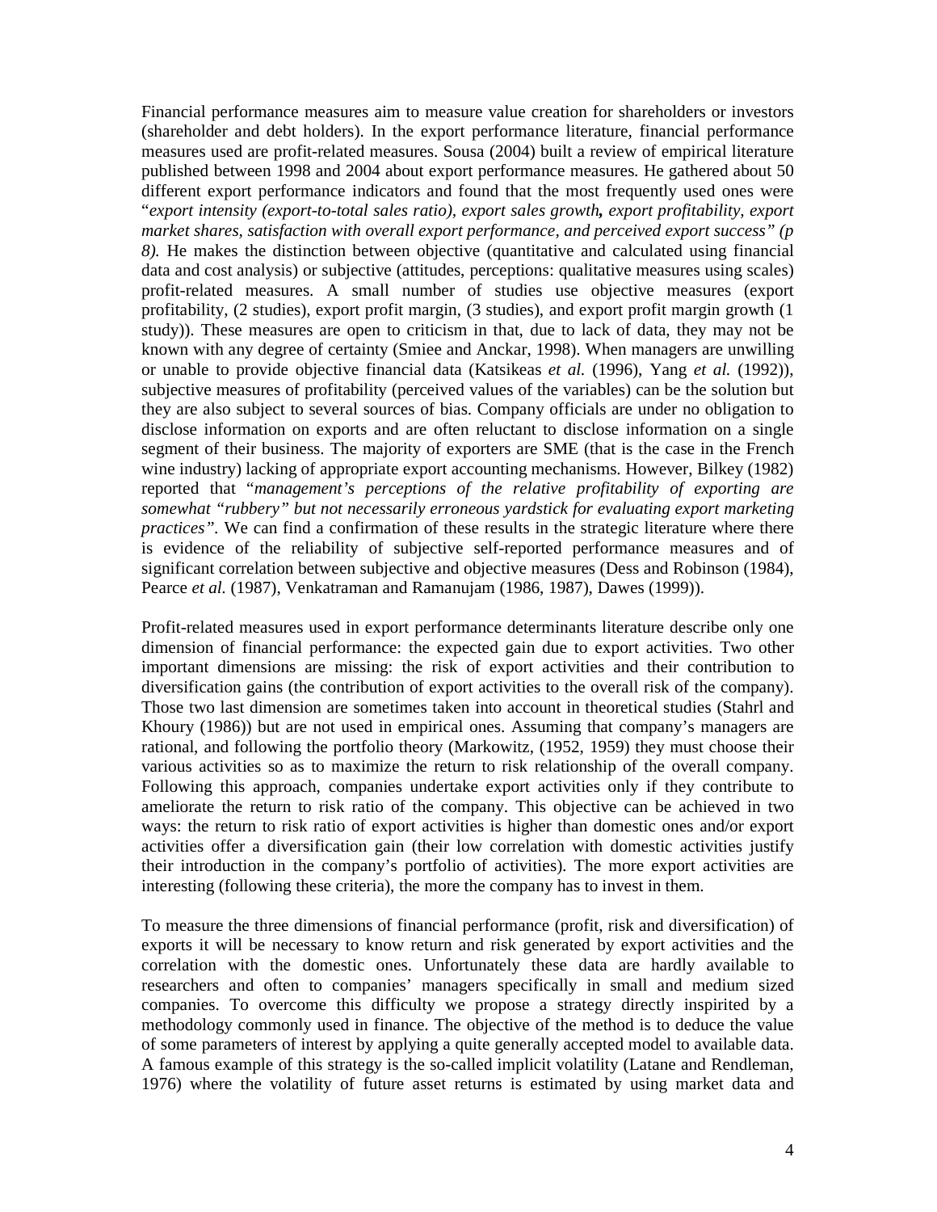Financial performance measures aim to measure value creation for shareholders or investors (shareholder and debt holders). In the export performance literature, financial performance measures used are profit-related measures. Sousa (2004) built a review of empirical literature published between 1998 and 2004 about export performance measures. He gathered about 50 different export performance indicators and found that the most frequently used ones were "*export intensity (export-to-total sales ratio), export sales growth, export profitability, export market shares, satisfaction with overall export performance, and perceived export success" (p 8).* He makes the distinction between objective (quantitative and calculated using financial data and cost analysis) or subjective (attitudes, perceptions: qualitative measures using scales) profit-related measures. A small number of studies use objective measures (export profitability, (2 studies), export profit margin, (3 studies), and export profit margin growth (1 study)). These measures are open to criticism in that, due to lack of data, they may not be known with any degree of certainty (Smiee and Anckar, 1998). When managers are unwilling or unable to provide objective financial data (Katsikeas *et al.* (1996), Yang *et al.* (1992)), subjective measures of profitability (perceived values of the variables) can be the solution but they are also subject to several sources of bias. Company officials are under no obligation to disclose information on exports and are often reluctant to disclose information on a single segment of their business. The majority of exporters are SME (that is the case in the French wine industry) lacking of appropriate export accounting mechanisms. However, Bilkey (1982) reported that "*management's perceptions of the relative profitability of exporting are somewhat "rubbery" but not necessarily erroneous yardstick for evaluating export marketing practices"*. We can find a confirmation of these results in the strategic literature where there is evidence of the reliability of subjective self-reported performance measures and of significant correlation between subjective and objective measures (Dess and Robinson (1984), Pearce *et al.* (1987), Venkatraman and Ramanujam (1986, 1987), Dawes (1999)).

Profit-related measures used in export performance determinants literature describe only one dimension of financial performance: the expected gain due to export activities. Two other important dimensions are missing: the risk of export activities and their contribution to diversification gains (the contribution of export activities to the overall risk of the company). Those two last dimension are sometimes taken into account in theoretical studies (Stahrl and Khoury (1986)) but are not used in empirical ones. Assuming that company's managers are rational, and following the portfolio theory (Markowitz, (1952, 1959) they must choose their various activities so as to maximize the return to risk relationship of the overall company. Following this approach, companies undertake export activities only if they contribute to ameliorate the return to risk ratio of the company. This objective can be achieved in two ways: the return to risk ratio of export activities is higher than domestic ones and/or export activities offer a diversification gain (their low correlation with domestic activities justify their introduction in the company's portfolio of activities). The more export activities are interesting (following these criteria), the more the company has to invest in them.

To measure the three dimensions of financial performance (profit, risk and diversification) of exports it will be necessary to know return and risk generated by export activities and the correlation with the domestic ones. Unfortunately these data are hardly available to researchers and often to companies' managers specifically in small and medium sized companies. To overcome this difficulty we propose a strategy directly inspirited by a methodology commonly used in finance. The objective of the method is to deduce the value of some parameters of interest by applying a quite generally accepted model to available data. A famous example of this strategy is the so-called implicit volatility (Latane and Rendleman, 1976) where the volatility of future asset returns is estimated by using market data and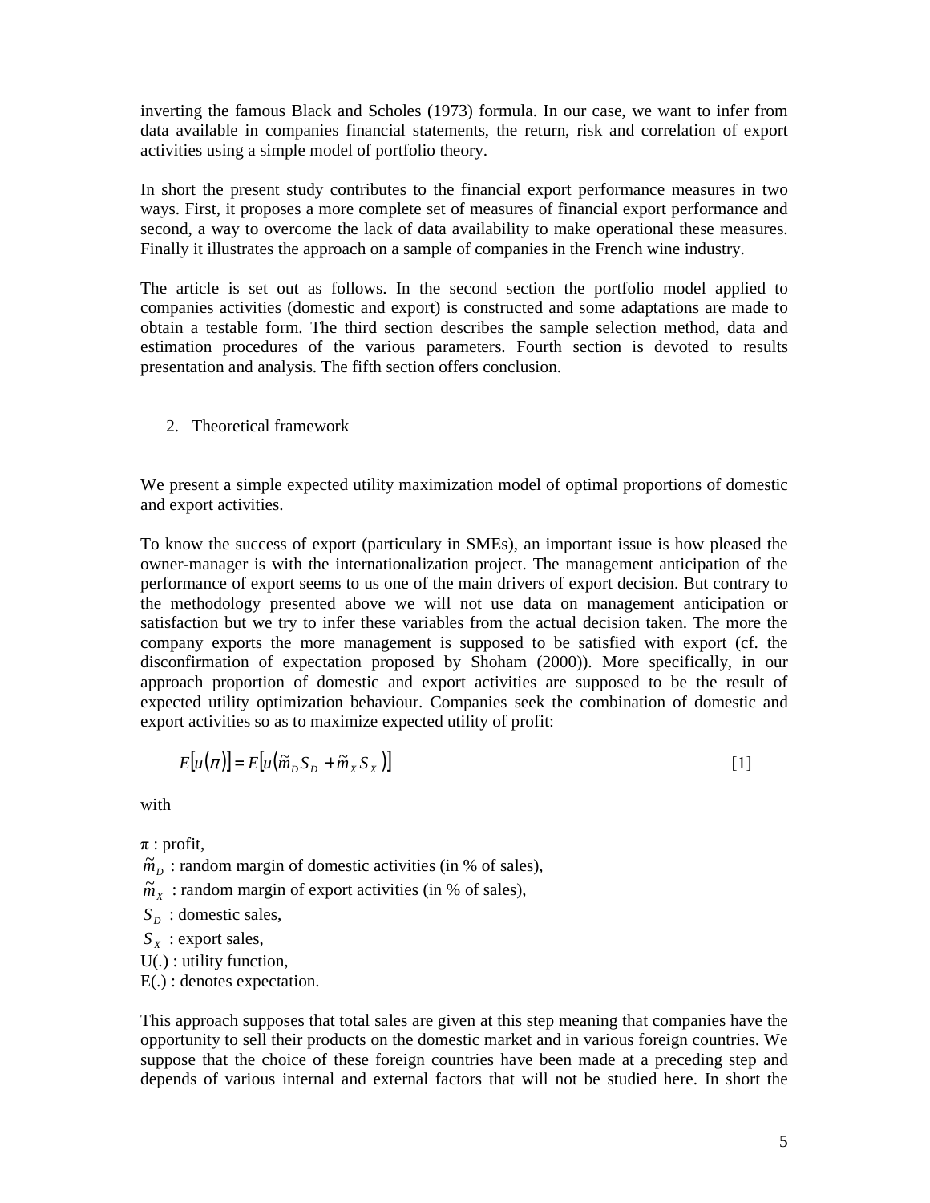inverting the famous Black and Scholes (1973) formula. In our case, we want to infer from data available in companies financial statements, the return, risk and correlation of export activities using a simple model of portfolio theory.

In short the present study contributes to the financial export performance measures in two ways. First, it proposes a more complete set of measures of financial export performance and second, a way to overcome the lack of data availability to make operational these measures. Finally it illustrates the approach on a sample of companies in the French wine industry.

The article is set out as follows. In the second section the portfolio model applied to companies activities (domestic and export) is constructed and some adaptations are made to obtain a testable form. The third section describes the sample selection method, data and estimation procedures of the various parameters. Fourth section is devoted to results presentation and analysis. The fifth section offers conclusion.

## 2. Theoretical framework

We present a simple expected utility maximization model of optimal proportions of domestic and export activities.

To know the success of export (particulary in SMEs), an important issue is how pleased the owner-manager is with the internationalization project. The management anticipation of the performance of export seems to us one of the main drivers of export decision. But contrary to the methodology presented above we will not use data on management anticipation or satisfaction but we try to infer these variables from the actual decision taken. The more the company exports the more management is supposed to be satisfied with export (cf. the disconfirmation of expectation proposed by Shoham (2000)). More specifically, in our approach proportion of domestic and export activities are supposed to be the result of expected utility optimization behaviour. Companies seek the combination of domestic and export activities so as to maximize expected utility of profit:

$$E[u(\pi)] = E[u(\tilde{m}_D S_D + \tilde{m}_X S_X)] \qquad [1]$$

with

$\pi$ : profit,
$\tilde{m}_D$ : random margin of domestic activities (in % of sales),
$\tilde{m}_X$ : random margin of export activities (in % of sales),
$S_D$ : domestic sales,
$S_X$ : export sales,
U(.) : utility function,
E(.) : denotes expectation.

This approach supposes that total sales are given at this step meaning that companies have the opportunity to sell their products on the domestic market and in various foreign countries. We suppose that the choice of these foreign countries have been made at a preceding step and depends of various internal and external factors that will not be studied here. In short the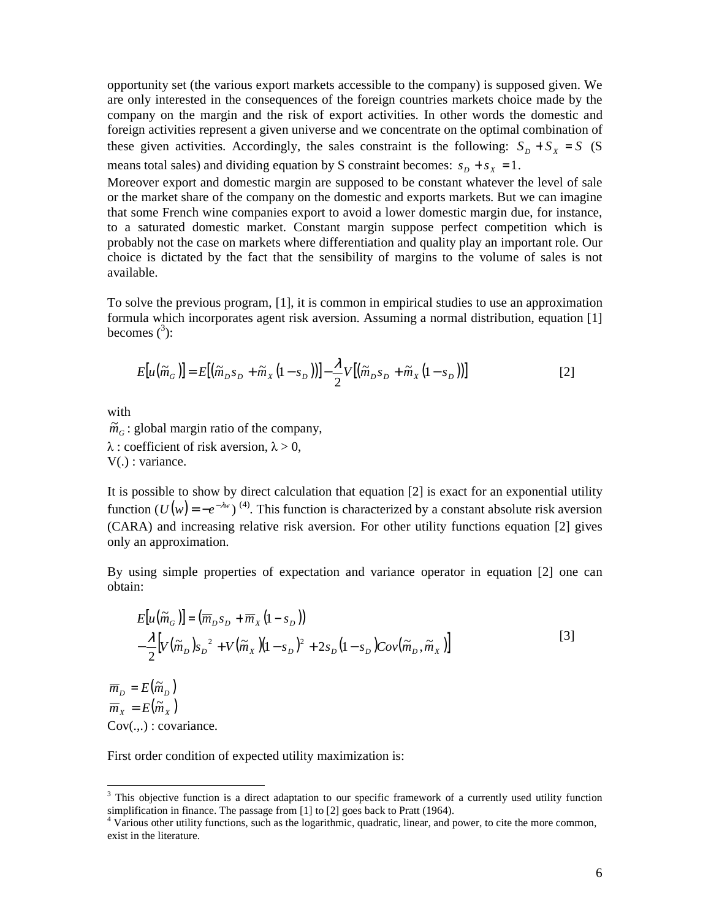opportunity set (the various export markets accessible to the company) is supposed given. We are only interested in the consequences of the foreign countries markets choice made by the company on the margin and the risk of export activities. In other words the domestic and foreign activities represent a given universe and we concentrate on the optimal combination of these given activities. Accordingly, the sales constraint is the following: $S_D + S_X = S$ (S means total sales) and dividing equation by S constraint becomes: $s_D + s_X = 1$.

Moreover export and domestic margin are supposed to be constant whatever the level of sale or the market share of the company on the domestic and exports markets. But we can imagine that some French wine companies export to avoid a lower domestic margin due, for instance, to a saturated domestic market. Constant margin suppose perfect competition which is probably not the case on markets where differentiation and quality play an important role. Our choice is dictated by the fact that the sensibility of margins to the volume of sales is not available.

To solve the previous program, [1], it is common in empirical studies to use an approximation formula which incorporates agent risk aversion. Assuming a normal distribution, equation [1] becomes ([3]):

$$E\left[u\left(\tilde{m}_G\right)\right] = E\left[\left(\tilde{m}_D s_D + \tilde{m}_X \left(1 - s_D\right)\right)\right] - \frac{\lambda}{2} V\left[\left(\tilde{m}_D s_D + \tilde{m}_X \left(1 - s_D\right)\right)\right] \qquad [2]$$

with

$\tilde{m}_G$ : global margin ratio of the company,

$\lambda$ : coefficient of risk aversion, $\lambda > 0$,

V(.) : variance.

It is possible to show by direct calculation that equation [2] is exact for an exponential utility function ($U(w) = -e^{-\lambda w}$) [4]. This function is characterized by a constant absolute risk aversion (CARA) and increasing relative risk aversion. For other utility functions equation [2] gives only an approximation.

By using simple properties of expectation and variance operator in equation [2] one can obtain:

$$\begin{aligned} E\left[u\left(\tilde{m}_G\right)\right] &= \left(\overline{m}_D s_D + \overline{m}_X \left(1 - s_D\right)\right) \\ &- \frac{\lambda}{2}\left[V\left(\tilde{m}_D\right) s_D^{\ 2} + V\left(\tilde{m}_X\right)\left(1 - s_D\right)^2 + 2 s_D \left(1 - s_D\right) Cov\left(\tilde{m}_D, \tilde{m}_X\right)\right] \end{aligned} \qquad [3]$$

$\overline{m}_D = E\left(\tilde{m}_D\right)$

$\overline{m}_X = E\left(\tilde{m}_X\right)$

Cov(.,.) : covariance.

First order condition of expected utility maximization is:

---

[3] This objective function is a direct adaptation to our specific framework of a currently used utility function simplification in finance. The passage from [1] to [2] goes back to Pratt (1964).

[4] Various other utility functions, such as the logarithmic, quadratic, linear, and power, to cite the more common, exist in the literature.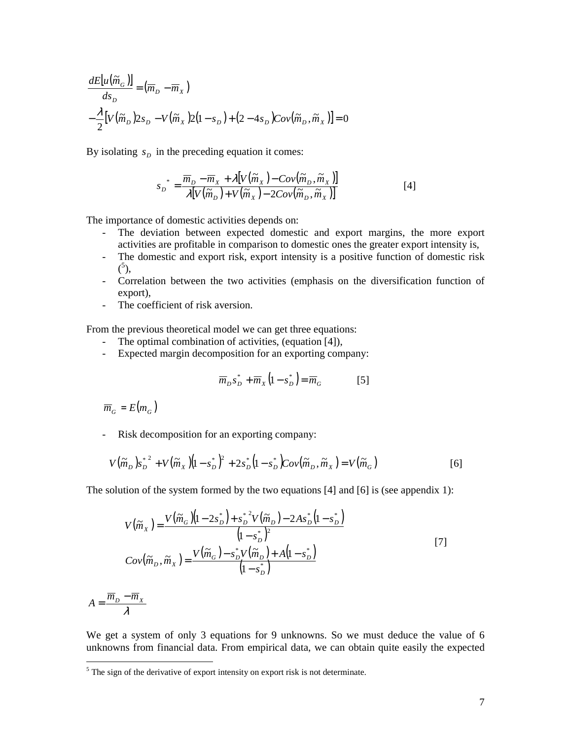$$\frac{dE[u(\tilde{m}_G)]}{ds_D} = (\overline{m}_D - \overline{m}_X)$$
$$-\frac{\lambda}{2}\left[V(\tilde{m}_D)2s_D - V(\tilde{m}_X)2(1-s_D) + (2-4s_D)Cov(\tilde{m}_D, \tilde{m}_X)\right] = 0$$

By isolating $s_D$ in the preceding equation it comes:

$$s_D^{\;*} = \frac{\overline{m}_D - \overline{m}_X + \lambda\left[V(\tilde{m}_X) - Cov(\tilde{m}_D, \tilde{m}_X)\right]}{\lambda\left[V(\tilde{m}_D) + V(\tilde{m}_X) - 2Cov(\tilde{m}_D, \tilde{m}_X)\right]} \qquad [4]$$

The importance of domestic activities depends on:

- The deviation between expected domestic and export margins, the more export activities are profitable in comparison to domestic ones the greater export intensity is,
- The domestic and export risk, export intensity is a positive function of domestic risk ([5]),
- Correlation between the two activities (emphasis on the diversification function of export),
- The coefficient of risk aversion.

From the previous theoretical model we can get three equations:

- The optimal combination of activities, (equation [4]),
- Expected margin decomposition for an exporting company:

$$\overline{m}_D s_D^* + \overline{m}_X (1 - s_D^*) = \overline{m}_G \qquad [5]$$

$$\overline{m}_G = E(m_G)$$

- Risk decomposition for an exporting company:

$$V(\tilde{m}_D)s_D^{*\,2} + V(\tilde{m}_X)(1-s_D^*)^2 + 2s_D^*(1-s_D^*)Cov(\tilde{m}_D, \tilde{m}_X) = V(\tilde{m}_G) \qquad [6]$$

The solution of the system formed by the two equations [4] and [6] is (see appendix 1):

$$V(\tilde{m}_X) = \frac{V(\tilde{m}_G)(1-2s_D^*) + s_D^{*\,2}V(\tilde{m}_D) - 2As_D^*(1-s_D^*)}{(1-s_D^*)^2}$$
$$Cov(\tilde{m}_D, \tilde{m}_X) = \frac{V(\tilde{m}_G) - s_D^* V(\tilde{m}_D) + A(1-s_D^*)}{(1-s_D^*)} \qquad [7]$$

$$A = \frac{\overline{m}_D - \overline{m}_X}{\lambda}$$

We get a system of only 3 equations for 9 unknowns. So we must deduce the value of 6 unknowns from financial data. From empirical data, we can obtain quite easily the expected

[5] The sign of the derivative of export intensity on export risk is not determinate.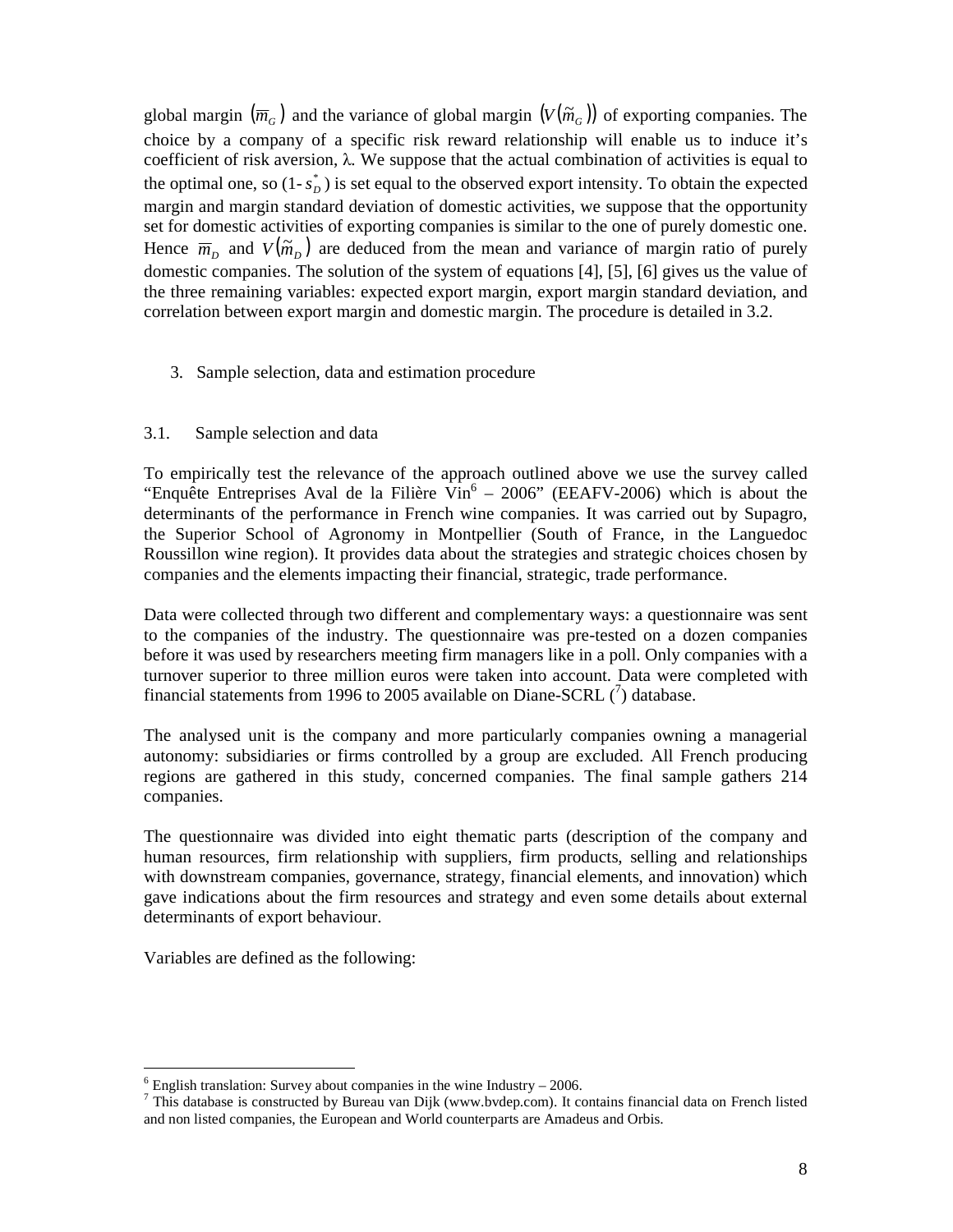global margin $(\overline{m}_G)$ and the variance of global margin $(V(\tilde{m}_G))$ of exporting companies. The choice by a company of a specific risk reward relationship will enable us to induce it's coefficient of risk aversion, λ. We suppose that the actual combination of activities is equal to the optimal one, so $(1\text{-}s_D^*)$ is set equal to the observed export intensity. To obtain the expected margin and margin standard deviation of domestic activities, we suppose that the opportunity set for domestic activities of exporting companies is similar to the one of purely domestic one. Hence $\overline{m}_D$ and $V(\tilde{m}_D)$ are deduced from the mean and variance of margin ratio of purely domestic companies. The solution of the system of equations [4], [5], [6] gives us the value of the three remaining variables: expected export margin, export margin standard deviation, and correlation between export margin and domestic margin. The procedure is detailed in 3.2.

## 3. Sample selection, data and estimation procedure

### 3.1. Sample selection and data

To empirically test the relevance of the approach outlined above we use the survey called "Enquête Entreprises Aval de la Filière Vin[6] – 2006" (EEAFV-2006) which is about the determinants of the performance in French wine companies. It was carried out by Supagro, the Superior School of Agronomy in Montpellier (South of France, in the Languedoc Roussillon wine region). It provides data about the strategies and strategic choices chosen by companies and the elements impacting their financial, strategic, trade performance.

Data were collected through two different and complementary ways: a questionnaire was sent to the companies of the industry. The questionnaire was pre-tested on a dozen companies before it was used by researchers meeting firm managers like in a poll. Only companies with a turnover superior to three million euros were taken into account. Data were completed with financial statements from 1996 to 2005 available on Diane-SCRL ([7]) database.

The analysed unit is the company and more particularly companies owning a managerial autonomy: subsidiaries or firms controlled by a group are excluded. All French producing regions are gathered in this study, concerned companies. The final sample gathers 214 companies.

The questionnaire was divided into eight thematic parts (description of the company and human resources, firm relationship with suppliers, firm products, selling and relationships with downstream companies, governance, strategy, financial elements, and innovation) which gave indications about the firm resources and strategy and even some details about external determinants of export behaviour.

Variables are defined as the following:

---

[6] English translation: Survey about companies in the wine Industry – 2006.

[7] This database is constructed by Bureau van Dijk (www.bvdep.com). It contains financial data on French listed and non listed companies, the European and World counterparts are Amadeus and Orbis.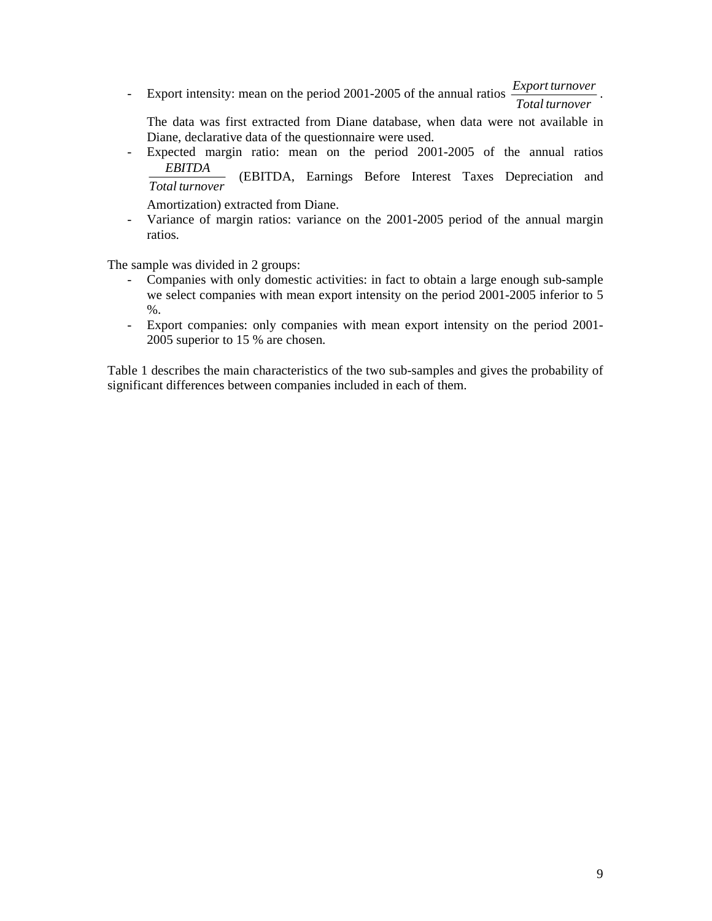- Export intensity: mean on the period 2001-2005 of the annual ratios $\frac{Export\,turnover}{Total\,turnover}$.

  The data was first extracted from Diane database, when data were not available in Diane, declarative data of the questionnaire were used.
- Expected margin ratio: mean on the period 2001-2005 of the annual ratios $\frac{EBITDA}{Total\,turnover}$ (EBITDA, Earnings Before Interest Taxes Depreciation and Amortization) extracted from Diane.
- Variance of margin ratios: variance on the 2001-2005 period of the annual margin ratios.

The sample was divided in 2 groups:

- Companies with only domestic activities: in fact to obtain a large enough sub-sample we select companies with mean export intensity on the period 2001-2005 inferior to 5 %.
- Export companies: only companies with mean export intensity on the period 2001-2005 superior to 15 % are chosen.

Table 1 describes the main characteristics of the two sub-samples and gives the probability of significant differences between companies included in each of them.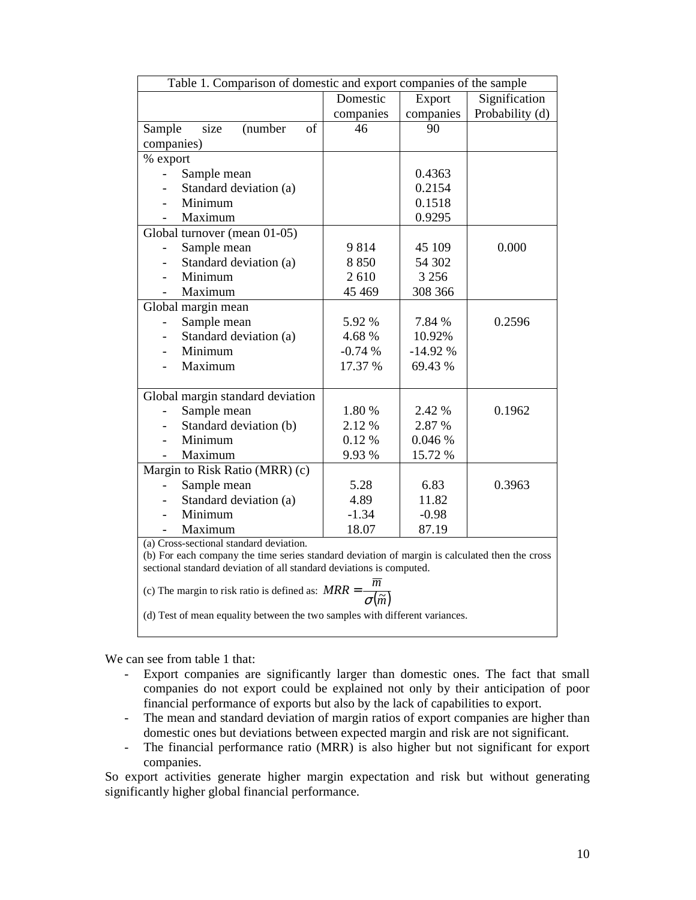Table 1. Comparison of domestic and export companies of the sample

| | Domestic companies | Export companies | Signification Probability (d) |
|---|---|---|---|
| Sample size (number of companies) | 46 | 90 | |
| % export | | | |
| - Sample mean | | 0.4363 | |
| - Standard deviation (a) | | 0.2154 | |
| - Minimum | | 0.1518 | |
| - Maximum | | 0.9295 | |
| Global turnover (mean 01-05) | | | |
| - Sample mean | 9 814 | 45 109 | 0.000 |
| - Standard deviation (a) | 8 850 | 54 302 | |
| - Minimum | 2 610 | 3 256 | |
| - Maximum | 45 469 | 308 366 | |
| Global margin mean | | | |
| - Sample mean | 5.92 % | 7.84 % | 0.2596 |
| - Standard deviation (a) | 4.68 % | 10.92% | |
| - Minimum | -0.74 % | -14.92 % | |
| - Maximum | 17.37 % | 69.43 % | |
| Global margin standard deviation | | | |
| - Sample mean | 1.80 % | 2.42 % | 0.1962 |
| - Standard deviation (b) | 2.12 % | 2.87 % | |
| - Minimum | 0.12 % | 0.046 % | |
| - Maximum | 9.93 % | 15.72 % | |
| Margin to Risk Ratio (MRR) (c) | | | |
| - Sample mean | 5.28 | 6.83 | 0.3963 |
| - Standard deviation (a) | 4.89 | 11.82 | |
| - Minimum | -1.34 | -0.98 | |
| - Maximum | 18.07 | 87.19 | |

(a) Cross-sectional standard deviation.
(b) For each company the time series standard deviation of margin is calculated then the cross sectional standard deviation of all standard deviations is computed.
(c) The margin to risk ratio is defined as: $MRR = \dfrac{\overline{m}}{\sigma(\tilde{m})}$
(d) Test of mean equality between the two samples with different variances.

We can see from table 1 that:

- Export companies are significantly larger than domestic ones. The fact that small companies do not export could be explained not only by their anticipation of poor financial performance of exports but also by the lack of capabilities to export.
- The mean and standard deviation of margin ratios of export companies are higher than domestic ones but deviations between expected margin and risk are not significant.
- The financial performance ratio (MRR) is also higher but not significant for export companies.

So export activities generate higher margin expectation and risk but without generating significantly higher global financial performance.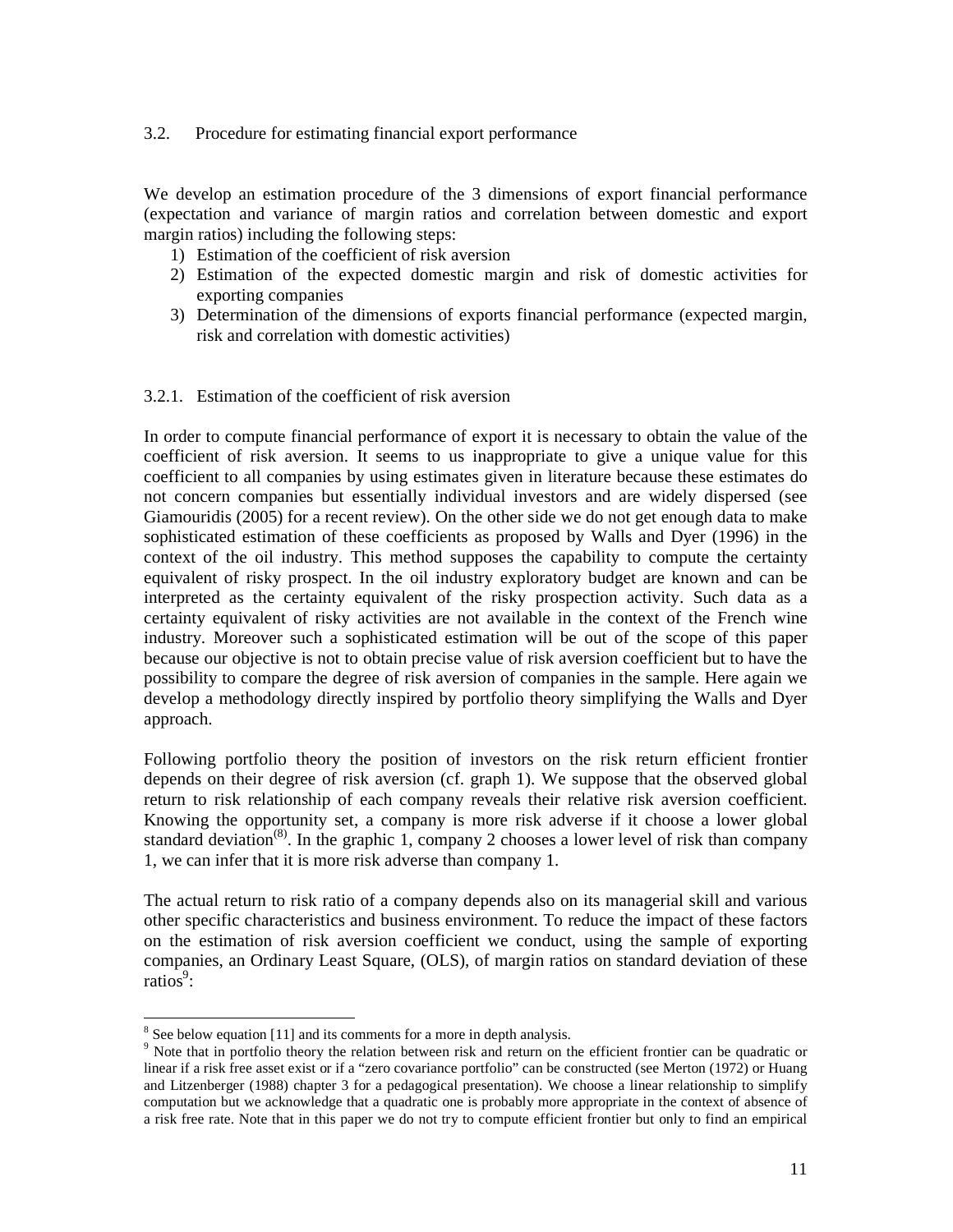### 3.2. Procedure for estimating financial export performance

We develop an estimation procedure of the 3 dimensions of export financial performance (expectation and variance of margin ratios and correlation between domestic and export margin ratios) including the following steps:

1) Estimation of the coefficient of risk aversion
2) Estimation of the expected domestic margin and risk of domestic activities for exporting companies
3) Determination of the dimensions of exports financial performance (expected margin, risk and correlation with domestic activities)

#### 3.2.1. Estimation of the coefficient of risk aversion

In order to compute financial performance of export it is necessary to obtain the value of the coefficient of risk aversion. It seems to us inappropriate to give a unique value for this coefficient to all companies by using estimates given in literature because these estimates do not concern companies but essentially individual investors and are widely dispersed (see Giamouridis (2005) for a recent review). On the other side we do not get enough data to make sophisticated estimation of these coefficients as proposed by Walls and Dyer (1996) in the context of the oil industry. This method supposes the capability to compute the certainty equivalent of risky prospect. In the oil industry exploratory budget are known and can be interpreted as the certainty equivalent of the risky prospection activity. Such data as a certainty equivalent of risky activities are not available in the context of the French wine industry. Moreover such a sophisticated estimation will be out of the scope of this paper because our objective is not to obtain precise value of risk aversion coefficient but to have the possibility to compare the degree of risk aversion of companies in the sample. Here again we develop a methodology directly inspired by portfolio theory simplifying the Walls and Dyer approach.

Following portfolio theory the position of investors on the risk return efficient frontier depends on their degree of risk aversion (cf. graph 1). We suppose that the observed global return to risk relationship of each company reveals their relative risk aversion coefficient. Knowing the opportunity set, a company is more risk adverse if it choose a lower global standard deviation[(8)]. In the graphic 1, company 2 chooses a lower level of risk than company 1, we can infer that it is more risk adverse than company 1.

The actual return to risk ratio of a company depends also on its managerial skill and various other specific characteristics and business environment. To reduce the impact of these factors on the estimation of risk aversion coefficient we conduct, using the sample of exporting companies, an Ordinary Least Square, (OLS), of margin ratios on standard deviation of these ratios[9]:

---

[8] See below equation [11] and its comments for a more in depth analysis.

[9] Note that in portfolio theory the relation between risk and return on the efficient frontier can be quadratic or linear if a risk free asset exist or if a "zero covariance portfolio" can be constructed (see Merton (1972) or Huang and Litzenberger (1988) chapter 3 for a pedagogical presentation). We choose a linear relationship to simplify computation but we acknowledge that a quadratic one is probably more appropriate in the context of absence of a risk free rate. Note that in this paper we do not try to compute efficient frontier but only to find an empirical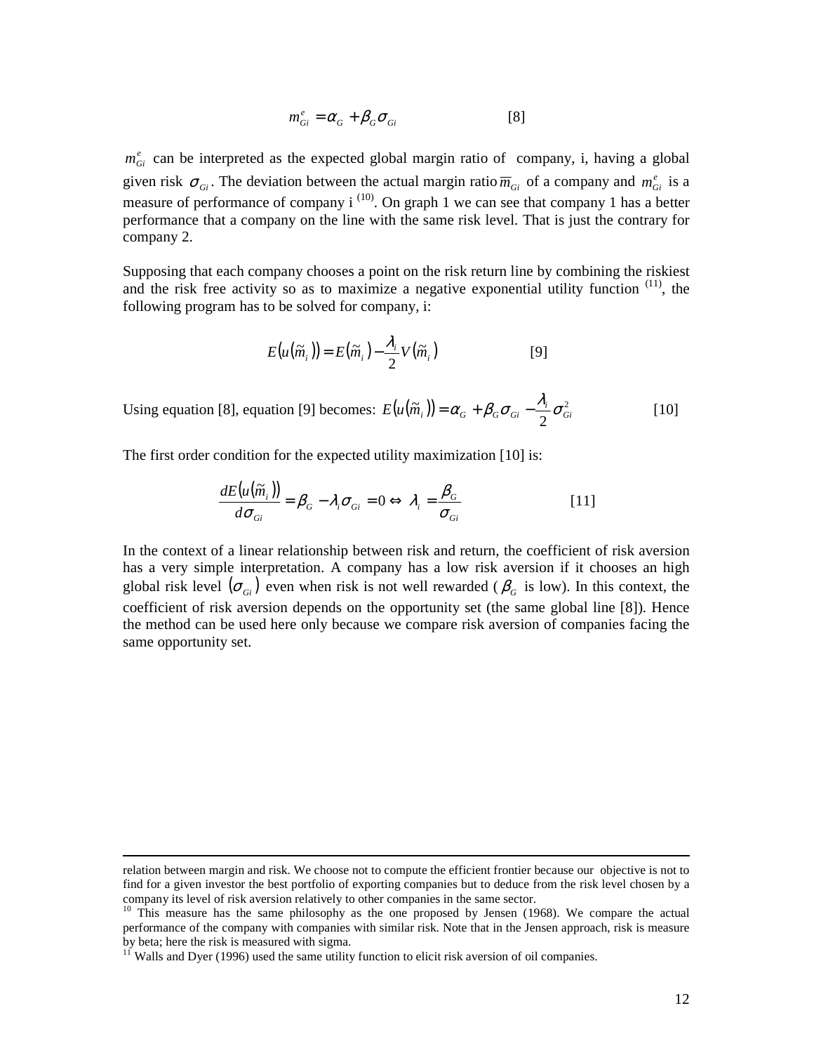$$m_{Gi}^{e} = \alpha_{G} + \beta_{G}\sigma_{Gi} \qquad [8]$$

$m_{Gi}^{e}$ can be interpreted as the expected global margin ratio of company, i, having a global given risk $\sigma_{Gi}$. The deviation between the actual margin ratio $\overline{m}_{Gi}$ of a company and $m_{Gi}^{e}$ is a measure of performance of company i [(10)]. On graph 1 we can see that company 1 has a better performance that a company on the line with the same risk level. That is just the contrary for company 2.

Supposing that each company chooses a point on the risk return line by combining the riskiest and the risk free activity so as to maximize a negative exponential utility function [(11)], the following program has to be solved for company, i:

$$E(u(\tilde{m}_i)) = E(\tilde{m}_i) - \frac{\lambda_i}{2}V(\tilde{m}_i) \qquad [9]$$

Using equation [8], equation [9] becomes: $E(u(\tilde{m}_i)) = \alpha_{G} + \beta_{G}\sigma_{Gi} - \frac{\lambda_i}{2}\sigma_{Gi}^{2}$ [10]

The first order condition for the expected utility maximization [10] is:

$$\frac{dE(u(\tilde{m}_i))}{d\sigma_{Gi}} = \beta_{G} - \lambda_i\sigma_{Gi} = 0 \Leftrightarrow \lambda_i = \frac{\beta_{G}}{\sigma_{Gi}} \qquad [11]$$

In the context of a linear relationship between risk and return, the coefficient of risk aversion has a very simple interpretation. A company has a low risk aversion if it chooses an high global risk level $(\sigma_{Gi})$ even when risk is not well rewarded ($\beta_{G}$ is low). In this context, the coefficient of risk aversion depends on the opportunity set (the same global line [8]). Hence the method can be used here only because we compare risk aversion of companies facing the same opportunity set.

---

relation between margin and risk. We choose not to compute the efficient frontier because our objective is not to find for a given investor the best portfolio of exporting companies but to deduce from the risk level chosen by a company its level of risk aversion relatively to other companies in the same sector.

[10] This measure has the same philosophy as the one proposed by Jensen (1968). We compare the actual performance of the company with companies with similar risk. Note that in the Jensen approach, risk is measure by beta; here the risk is measured with sigma.

[11] Walls and Dyer (1996) used the same utility function to elicit risk aversion of oil companies.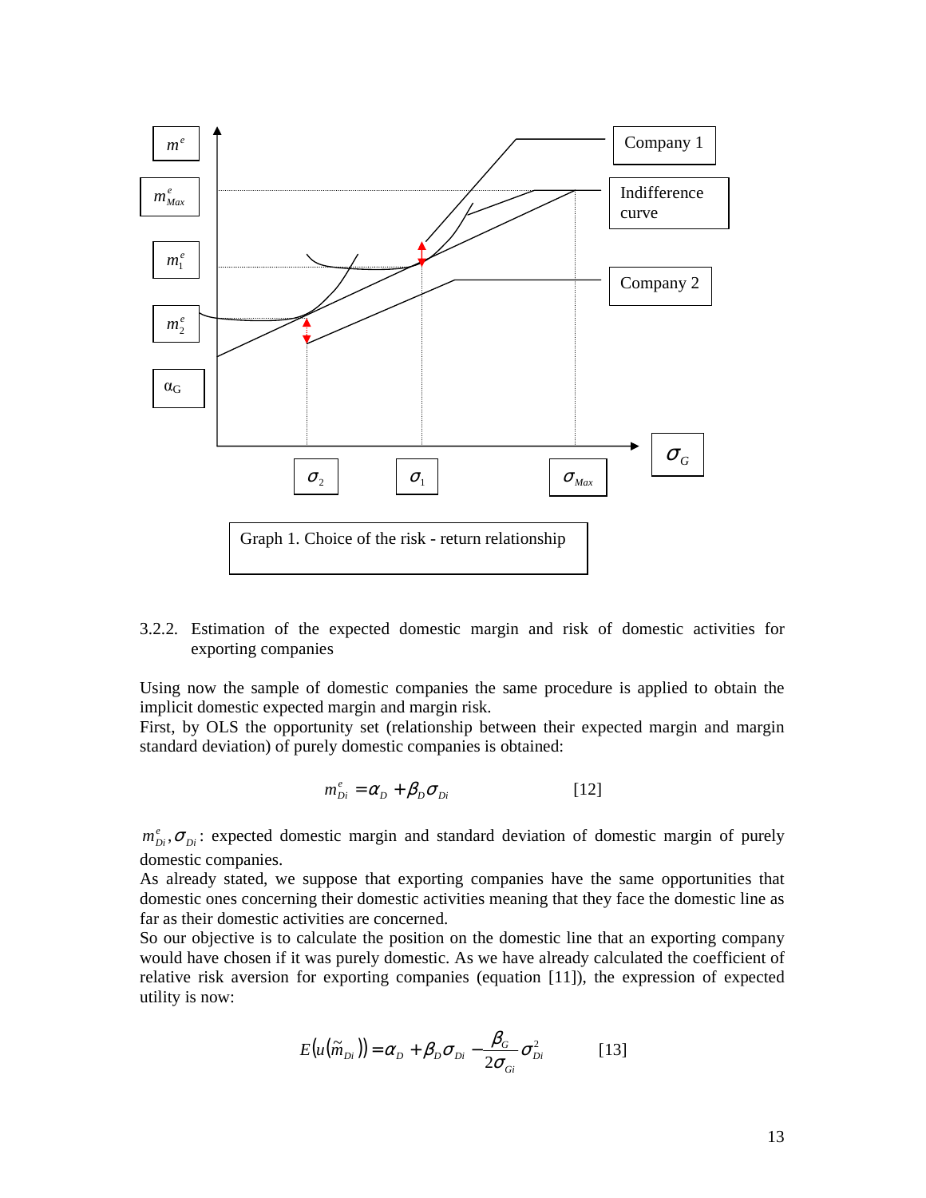Graph 1. Choice of the risk - return relationship

3.2.2. Estimation of the expected domestic margin and risk of domestic activities for exporting companies

Using now the sample of domestic companies the same procedure is applied to obtain the implicit domestic expected margin and margin risk.
First, by OLS the opportunity set (relationship between their expected margin and margin standard deviation) of purely domestic companies is obtained:

$$m_{Di}^{e} = \alpha_D + \beta_D \sigma_{Di} \qquad [12]$$

$m_{Di}^{e}, \sigma_{Di}$: expected domestic margin and standard deviation of domestic margin of purely domestic companies.
As already stated, we suppose that exporting companies have the same opportunities that domestic ones concerning their domestic activities meaning that they face the domestic line as far as their domestic activities are concerned.
So our objective is to calculate the position on the domestic line that an exporting company would have chosen if it was purely domestic. As we have already calculated the coefficient of relative risk aversion for exporting companies (equation [11]), the expression of expected utility is now:

$$E\left(u\left(\tilde{m}_{Di}\right)\right) = \alpha_D + \beta_D \sigma_{Di} - \frac{\beta_G}{2\sigma_{Gi}} \sigma_{Di}^{2} \qquad [13]$$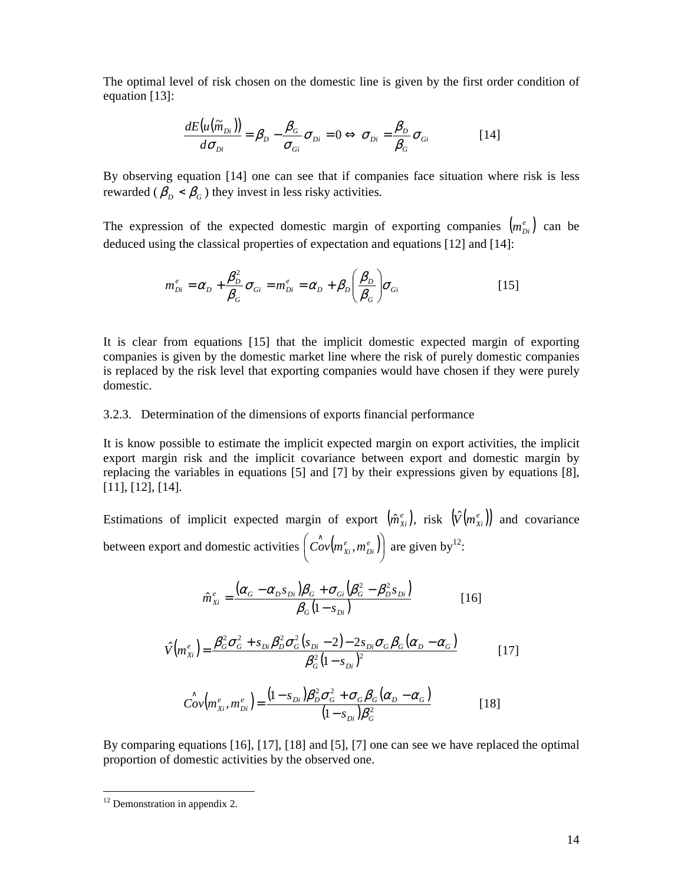The optimal level of risk chosen on the domestic line is given by the first order condition of equation [13]:

$$\frac{dE\left(u\left(\tilde{m}_{Di}\right)\right)}{d\sigma_{Di}} = \beta_D - \frac{\beta_G}{\sigma_{Gi}}\sigma_{Di} = 0 \Leftrightarrow \sigma_{Di} = \frac{\beta_D}{\beta_G}\sigma_{Gi} \qquad [14]$$

By observing equation [14] one can see that if companies face situation where risk is less rewarded ( $\beta_D < \beta_G$ ) they invest in less risky activities.

The expression of the expected domestic margin of exporting companies $\left(m_{Di}^e\right)$ can be deduced using the classical properties of expectation and equations [12] and [14]:

$$m_{Di}^e = \alpha_D + \frac{\beta_D^2}{\beta_G}\sigma_{Gi} = m_{Di}^e = \alpha_D + \beta_D\left(\frac{\beta_D}{\beta_G}\right)\sigma_{Gi} \qquad [15]$$

It is clear from equations [15] that the implicit domestic expected margin of exporting companies is given by the domestic market line where the risk of purely domestic companies is replaced by the risk level that exporting companies would have chosen if they were purely domestic.

### 3.2.3. Determination of the dimensions of exports financial performance

It is know possible to estimate the implicit expected margin on export activities, the implicit export margin risk and the implicit covariance between export and domestic margin by replacing the variables in equations [5] and [7] by their expressions given by equations [8], [11], [12], [14].

Estimations of implicit expected margin of export $\left(\hat{m}_{Xi}^e\right)$, risk $\left(\hat{V}\left(m_{Xi}^e\right)\right)$ and covariance between export and domestic activities $\left(\hat{Cov}\left(m_{Xi}^e, m_{Di}^e\right)\right)$ are given by[12]:

$$\hat{m}_{Xi}^e = \frac{\left(\alpha_G - \alpha_D s_{Di}\right)\beta_G + \sigma_{Gi}\left(\beta_G^2 - \beta_D^2 s_{Di}\right)}{\beta_G\left(1 - s_{Di}\right)} \qquad [16]$$

$$\hat{V}\left(m_{Xi}^e\right) = \frac{\beta_G^2\sigma_G^2 + s_{Di}\beta_D^2\sigma_G^2\left(s_{Di} - 2\right) - 2s_{Di}\sigma_G\beta_G\left(\alpha_D - \alpha_G\right)}{\beta_G^2\left(1 - s_{Di}\right)^2} \qquad [17]$$

$$\hat{Cov}\left(m_{Xi}^e, m_{Di}^e\right) = \frac{\left(1 - s_{Di}\right)\beta_D^2\sigma_G^2 + \sigma_G\beta_G\left(\alpha_D - \alpha_G\right)}{\left(1 - s_{Di}\right)\beta_G^2} \qquad [18]$$

By comparing equations [16], [17], [18] and [5], [7] one can see we have replaced the optimal proportion of domestic activities by the observed one.

[12] Demonstration in appendix 2.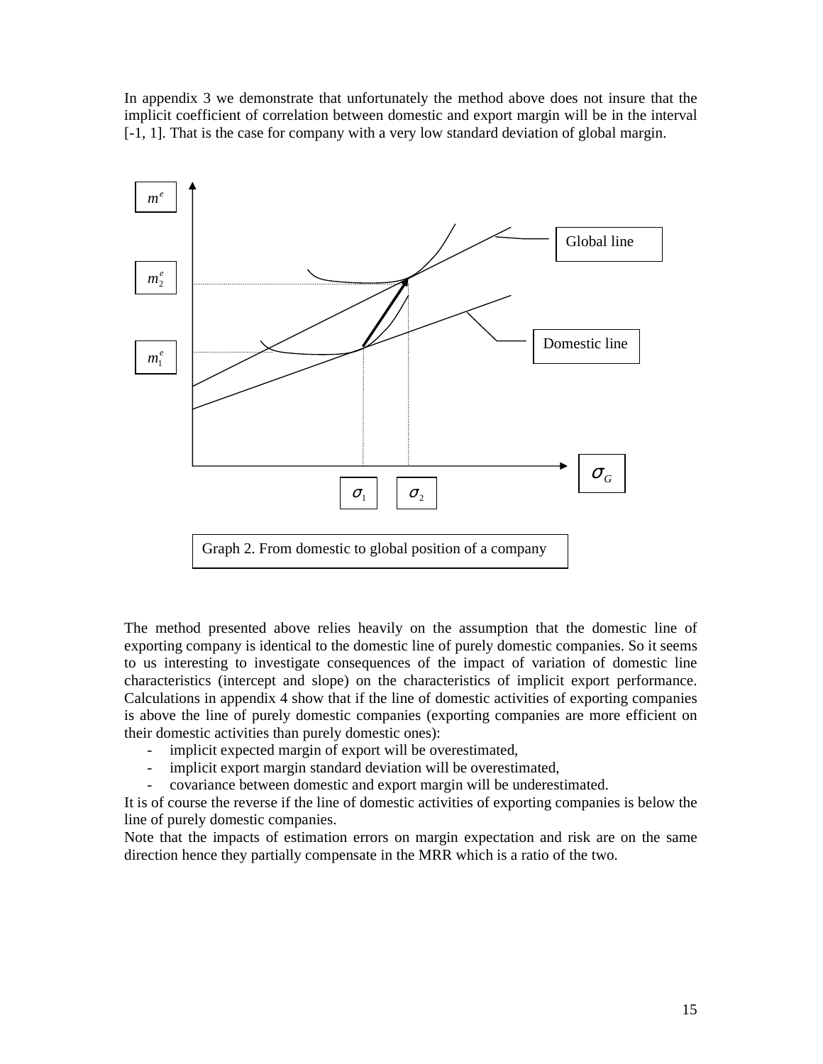In appendix 3 we demonstrate that unfortunately the method above does not insure that the implicit coefficient of correlation between domestic and export margin will be in the interval [-1, 1]. That is the case for company with a very low standard deviation of global margin.

Graph 2. From domestic to global position of a company

The method presented above relies heavily on the assumption that the domestic line of exporting company is identical to the domestic line of purely domestic companies. So it seems to us interesting to investigate consequences of the impact of variation of domestic line characteristics (intercept and slope) on the characteristics of implicit export performance. Calculations in appendix 4 show that if the line of domestic activities of exporting companies is above the line of purely domestic companies (exporting companies are more efficient on their domestic activities than purely domestic ones):

- implicit expected margin of export will be overestimated,
- implicit export margin standard deviation will be overestimated,
- covariance between domestic and export margin will be underestimated.

It is of course the reverse if the line of domestic activities of exporting companies is below the line of purely domestic companies.

Note that the impacts of estimation errors on margin expectation and risk are on the same direction hence they partially compensate in the MRR which is a ratio of the two.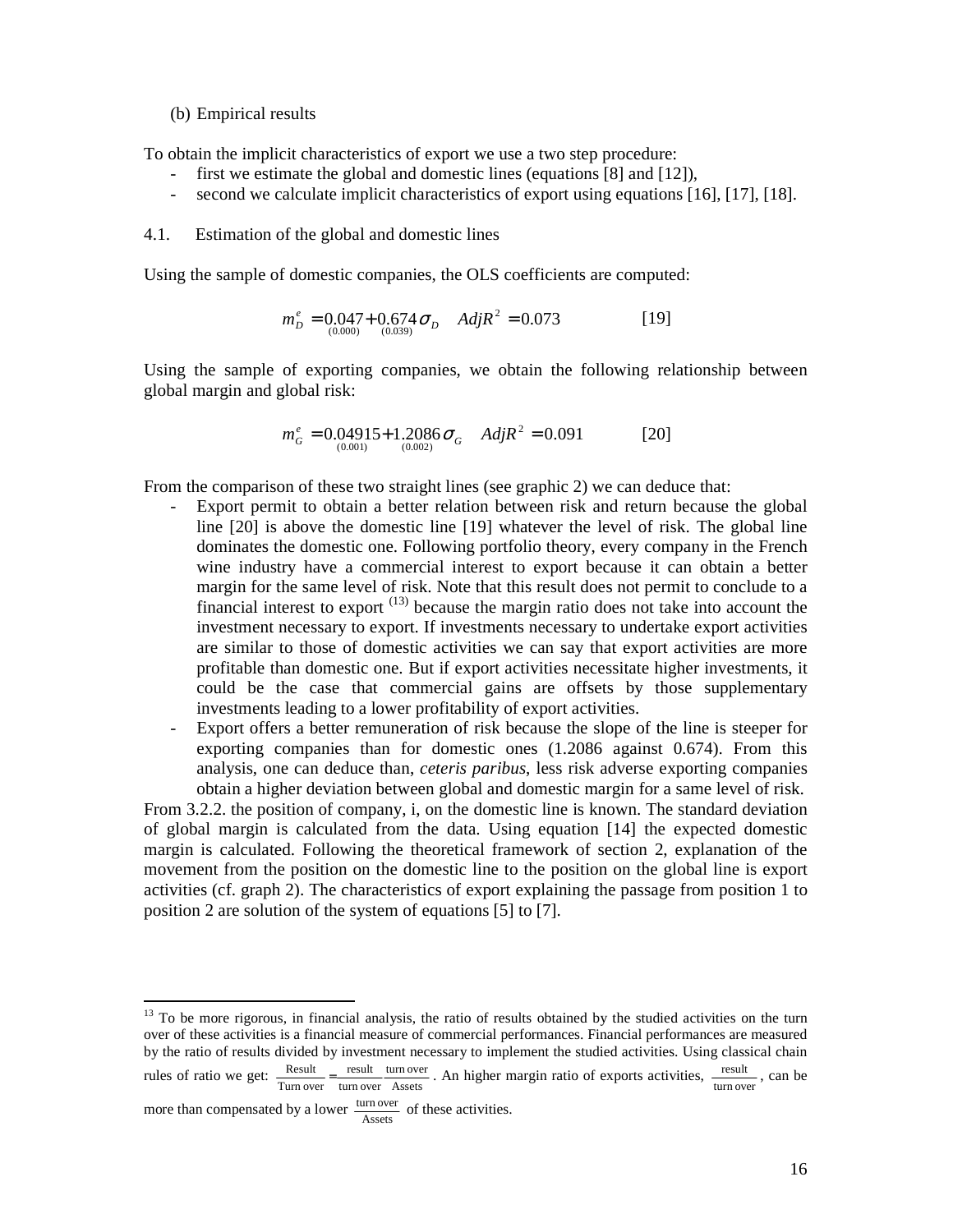(b) Empirical results

To obtain the implicit characteristics of export we use a two step procedure:

- first we estimate the global and domestic lines (equations [8] and [12]),
- second we calculate implicit characteristics of export using equations [16], [17], [18].

4.1. Estimation of the global and domestic lines

Using the sample of domestic companies, the OLS coefficients are computed:

$$m_D^e = \underset{(0.000)}{0.047} + \underset{(0.039)}{0.674}\sigma_D \quad AdjR^2 = 0.073 \qquad [19]$$

Using the sample of exporting companies, we obtain the following relationship between global margin and global risk:

$$m_G^e = \underset{(0.001)}{0.04915} + \underset{(0.002)}{1.2086}\sigma_G \quad AdjR^2 = 0.091 \qquad [20]$$

From the comparison of these two straight lines (see graphic 2) we can deduce that:

- Export permit to obtain a better relation between risk and return because the global line [20] is above the domestic line [19] whatever the level of risk. The global line dominates the domestic one. Following portfolio theory, every company in the French wine industry have a commercial interest to export because it can obtain a better margin for the same level of risk. Note that this result does not permit to conclude to a financial interest to export [13] because the margin ratio does not take into account the investment necessary to export. If investments necessary to undertake export activities are similar to those of domestic activities we can say that export activities are more profitable than domestic one. But if export activities necessitate higher investments, it could be the case that commercial gains are offsets by those supplementary investments leading to a lower profitability of export activities.
- Export offers a better remuneration of risk because the slope of the line is steeper for exporting companies than for domestic ones (1.2086 against 0.674). From this analysis, one can deduce than, *ceteris paribus*, less risk adverse exporting companies obtain a higher deviation between global and domestic margin for a same level of risk.

From 3.2.2. the position of company, i, on the domestic line is known. The standard deviation of global margin is calculated from the data. Using equation [14] the expected domestic margin is calculated. Following the theoretical framework of section 2, explanation of the movement from the position on the domestic line to the position on the global line is export activities (cf. graph 2). The characteristics of export explaining the passage from position 1 to position 2 are solution of the system of equations [5] to [7].

---

[13] To be more rigorous, in financial analysis, the ratio of results obtained by the studied activities on the turn over of these activities is a financial measure of commercial performances. Financial performances are measured by the ratio of results divided by investment necessary to implement the studied activities. Using classical chain rules of ratio we get: $\frac{\text{Result}}{\text{Turn over}} = \frac{\text{result}}{\text{turn over}} \frac{\text{turn over}}{\text{Assets}}$. An higher margin ratio of exports activities, $\frac{\text{result}}{\text{turn over}}$, can be more than compensated by a lower $\frac{\text{turn over}}{\text{Assets}}$ of these activities.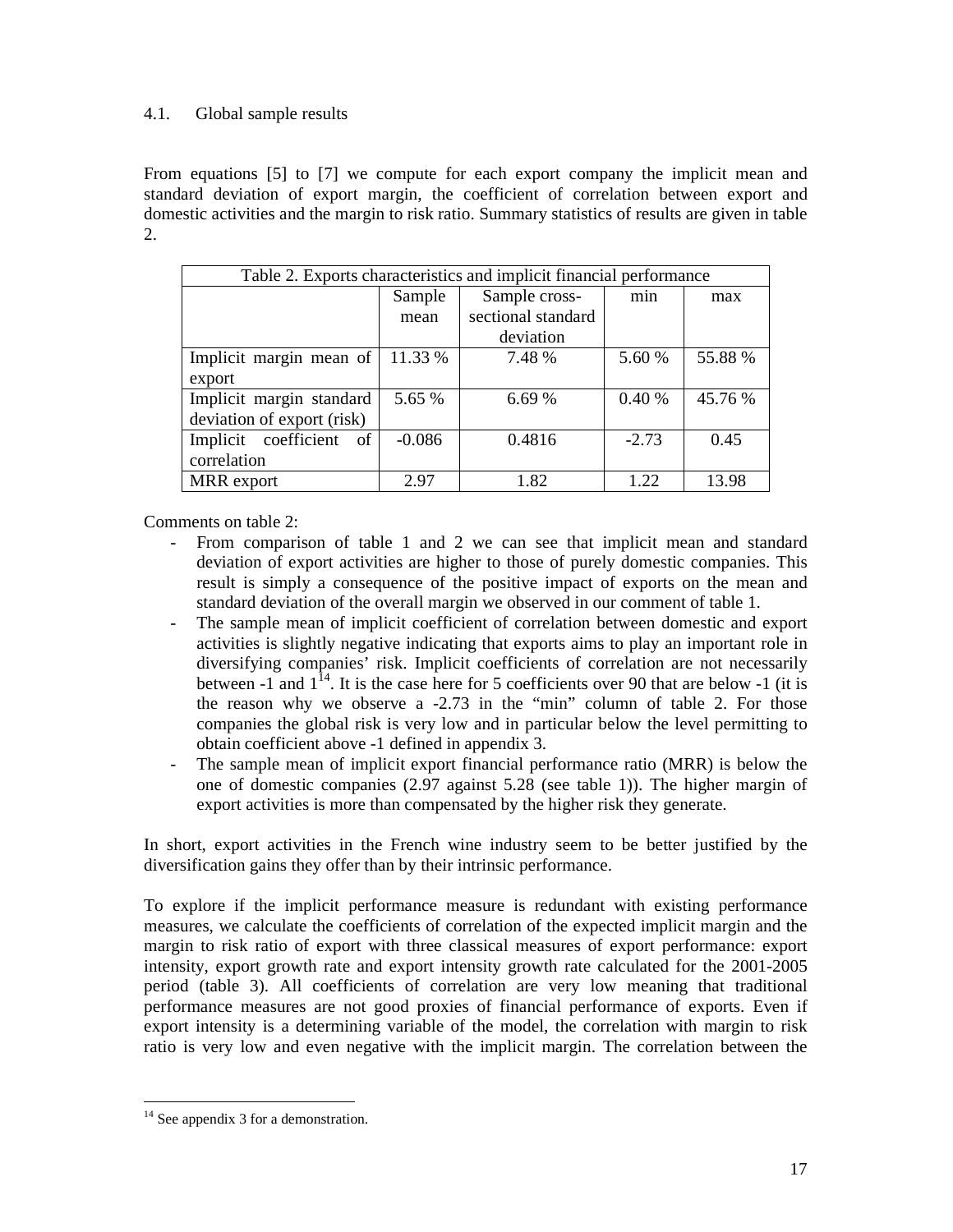### 4.1. Global sample results

From equations [5] to [7] we compute for each export company the implicit mean and standard deviation of export margin, the coefficient of correlation between export and domestic activities and the margin to risk ratio. Summary statistics of results are given in table 2.

| Table 2. Exports characteristics and implicit financial performance | | | | |
|---|---|---|---|---|
| | Sample mean | Sample cross-sectional standard deviation | min | max |
| Implicit margin mean of export | 11.33 % | 7.48 % | 5.60 % | 55.88 % |
| Implicit margin standard deviation of export (risk) | 5.65 % | 6.69 % | 0.40 % | 45.76 % |
| Implicit coefficient of correlation | -0.086 | 0.4816 | -2.73 | 0.45 |
| MRR export | 2.97 | 1.82 | 1.22 | 13.98 |

Comments on table 2:

- From comparison of table 1 and 2 we can see that implicit mean and standard deviation of export activities are higher to those of purely domestic companies. This result is simply a consequence of the positive impact of exports on the mean and standard deviation of the overall margin we observed in our comment of table 1.
- The sample mean of implicit coefficient of correlation between domestic and export activities is slightly negative indicating that exports aims to play an important role in diversifying companies' risk. Implicit coefficients of correlation are not necessarily between -1 and 1[14]. It is the case here for 5 coefficients over 90 that are below -1 (it is the reason why we observe a -2.73 in the "min" column of table 2. For those companies the global risk is very low and in particular below the level permitting to obtain coefficient above -1 defined in appendix 3.
- The sample mean of implicit export financial performance ratio (MRR) is below the one of domestic companies (2.97 against 5.28 (see table 1)). The higher margin of export activities is more than compensated by the higher risk they generate.

In short, export activities in the French wine industry seem to be better justified by the diversification gains they offer than by their intrinsic performance.

To explore if the implicit performance measure is redundant with existing performance measures, we calculate the coefficients of correlation of the expected implicit margin and the margin to risk ratio of export with three classical measures of export performance: export intensity, export growth rate and export intensity growth rate calculated for the 2001-2005 period (table 3). All coefficients of correlation are very low meaning that traditional performance measures are not good proxies of financial performance of exports. Even if export intensity is a determining variable of the model, the correlation with margin to risk ratio is very low and even negative with the implicit margin. The correlation between the

---

[14] See appendix 3 for a demonstration.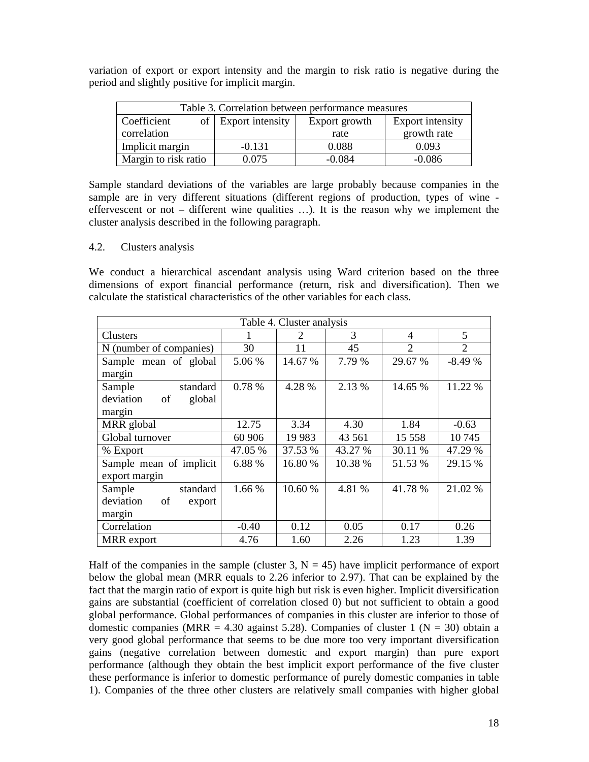variation of export or export intensity and the margin to risk ratio is negative during the period and slightly positive for implicit margin.

| Table 3. Correlation between performance measures | | | |
|---|---|---|---|
| Coefficient of correlation | Export intensity | Export growth rate | Export intensity growth rate |
| Implicit margin | -0.131 | 0.088 | 0.093 |
| Margin to risk ratio | 0.075 | -0.084 | -0.086 |

Sample standard deviations of the variables are large probably because companies in the sample are in very different situations (different regions of production, types of wine - effervescent or not – different wine qualities …). It is the reason why we implement the cluster analysis described in the following paragraph.

### 4.2. Clusters analysis

We conduct a hierarchical ascendant analysis using Ward criterion based on the three dimensions of export financial performance (return, risk and diversification). Then we calculate the statistical characteristics of the other variables for each class.

| Table 4. Cluster analysis | | | | | |
|---|---|---|---|---|---|
| Clusters | 1 | 2 | 3 | 4 | 5 |
| N (number of companies) | 30 | 11 | 45 | 2 | 2 |
| Sample mean of global margin | 5.06 % | 14.67 % | 7.79 % | 29.67 % | -8.49 % |
| Sample standard deviation of global margin | 0.78 % | 4.28 % | 2.13 % | 14.65 % | 11.22 % |
| MRR global | 12.75 | 3.34 | 4.30 | 1.84 | -0.63 |
| Global turnover | 60 906 | 19 983 | 43 561 | 15 558 | 10 745 |
| % Export | 47.05 % | 37.53 % | 43.27 % | 30.11 % | 47.29 % |
| Sample mean of implicit export margin | 6.88 % | 16.80 % | 10.38 % | 51.53 % | 29.15 % |
| Sample standard deviation of export margin | 1.66 % | 10.60 % | 4.81 % | 41.78 % | 21.02 % |
| Correlation | -0.40 | 0.12 | 0.05 | 0.17 | 0.26 |
| MRR export | 4.76 | 1.60 | 2.26 | 1.23 | 1.39 |

Half of the companies in the sample (cluster 3, N = 45) have implicit performance of export below the global mean (MRR equals to 2.26 inferior to 2.97). That can be explained by the fact that the margin ratio of export is quite high but risk is even higher. Implicit diversification gains are substantial (coefficient of correlation closed 0) but not sufficient to obtain a good global performance. Global performances of companies in this cluster are inferior to those of domestic companies (MRR = 4.30 against 5.28). Companies of cluster 1 (N = 30) obtain a very good global performance that seems to be due more too very important diversification gains (negative correlation between domestic and export margin) than pure export performance (although they obtain the best implicit export performance of the five cluster these performance is inferior to domestic performance of purely domestic companies in table 1). Companies of the three other clusters are relatively small companies with higher global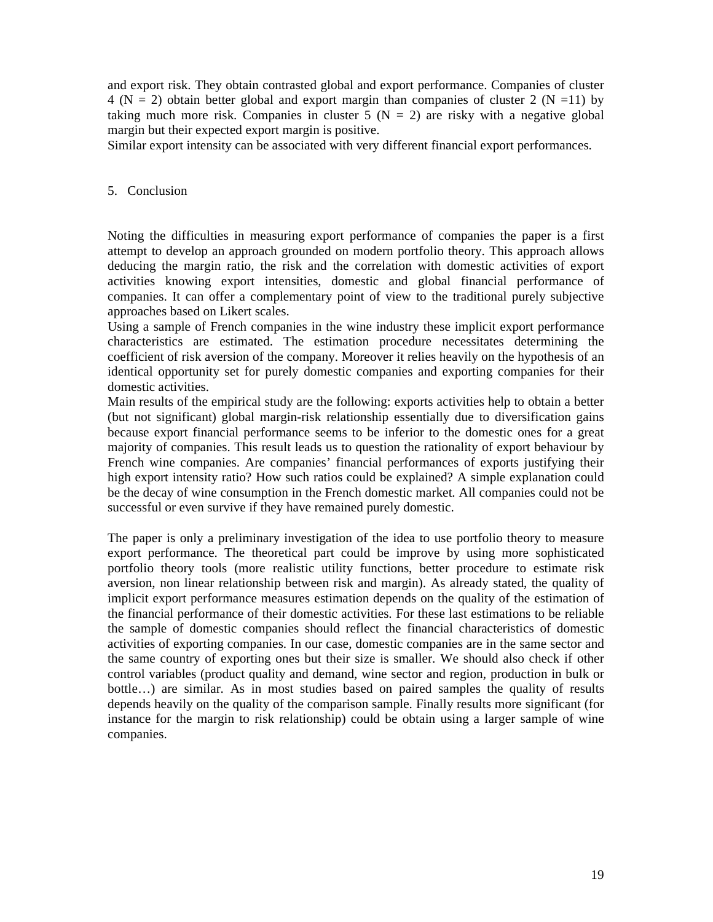and export risk. They obtain contrasted global and export performance. Companies of cluster 4 ($N = 2$) obtain better global and export margin than companies of cluster 2 ($N = 11$) by taking much more risk. Companies in cluster 5 ($N = 2$) are risky with a negative global margin but their expected export margin is positive.

Similar export intensity can be associated with very different financial export performances.

## 5. Conclusion

Noting the difficulties in measuring export performance of companies the paper is a first attempt to develop an approach grounded on modern portfolio theory. This approach allows deducing the margin ratio, the risk and the correlation with domestic activities of export activities knowing export intensities, domestic and global financial performance of companies. It can offer a complementary point of view to the traditional purely subjective approaches based on Likert scales.

Using a sample of French companies in the wine industry these implicit export performance characteristics are estimated. The estimation procedure necessitates determining the coefficient of risk aversion of the company. Moreover it relies heavily on the hypothesis of an identical opportunity set for purely domestic companies and exporting companies for their domestic activities.

Main results of the empirical study are the following: exports activities help to obtain a better (but not significant) global margin-risk relationship essentially due to diversification gains because export financial performance seems to be inferior to the domestic ones for a great majority of companies. This result leads us to question the rationality of export behaviour by French wine companies. Are companies' financial performances of exports justifying their high export intensity ratio? How such ratios could be explained? A simple explanation could be the decay of wine consumption in the French domestic market. All companies could not be successful or even survive if they have remained purely domestic.

The paper is only a preliminary investigation of the idea to use portfolio theory to measure export performance. The theoretical part could be improve by using more sophisticated portfolio theory tools (more realistic utility functions, better procedure to estimate risk aversion, non linear relationship between risk and margin). As already stated, the quality of implicit export performance measures estimation depends on the quality of the estimation of the financial performance of their domestic activities. For these last estimations to be reliable the sample of domestic companies should reflect the financial characteristics of domestic activities of exporting companies. In our case, domestic companies are in the same sector and the same country of exporting ones but their size is smaller. We should also check if other control variables (product quality and demand, wine sector and region, production in bulk or bottle…) are similar. As in most studies based on paired samples the quality of results depends heavily on the quality of the comparison sample. Finally results more significant (for instance for the margin to risk relationship) could be obtain using a larger sample of wine companies.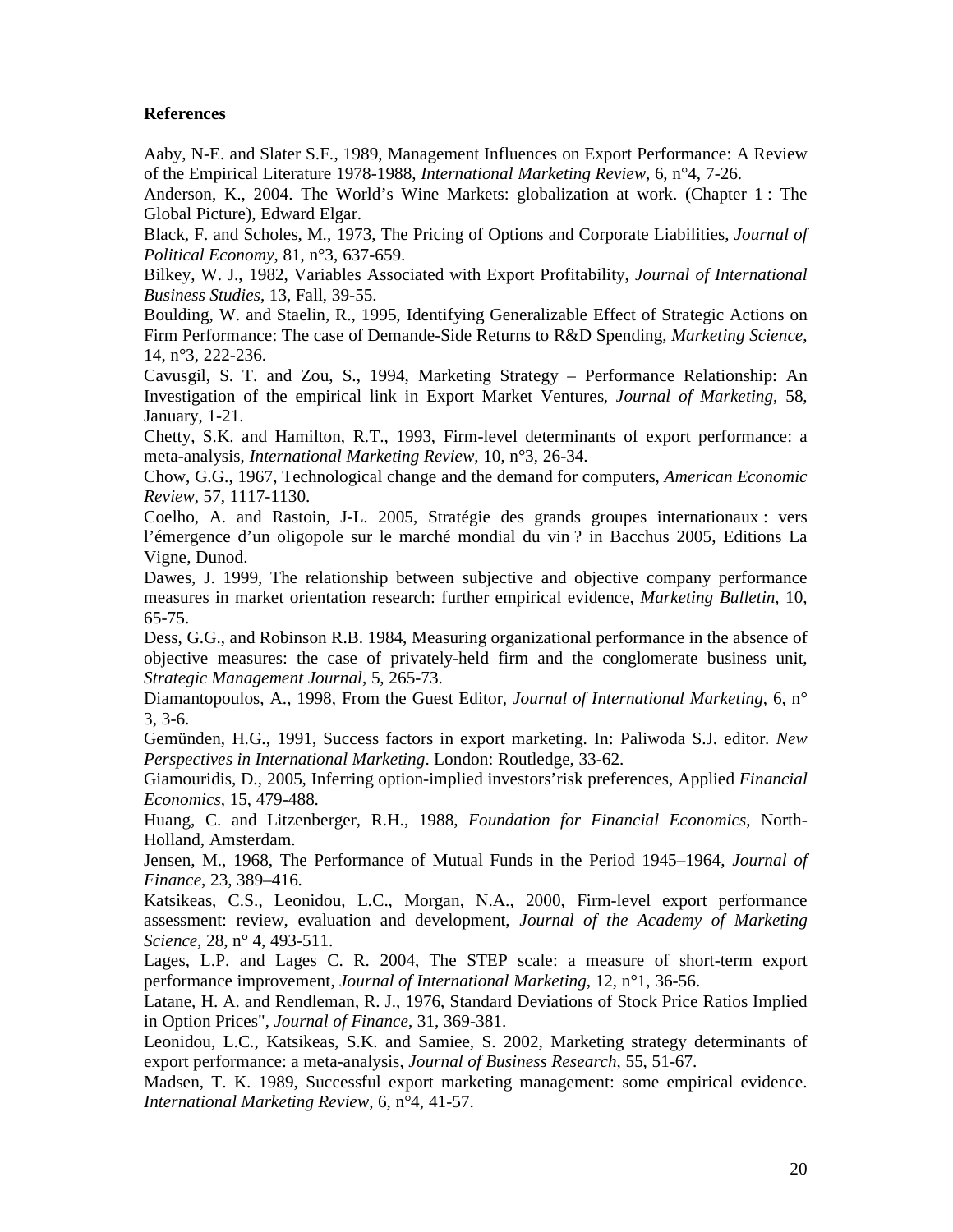**References**

Aaby, N-E. and Slater S.F., 1989, Management Influences on Export Performance: A Review of the Empirical Literature 1978-1988, *International Marketing Review*, 6, n°4, 7-26.

Anderson, K., 2004. The World's Wine Markets: globalization at work. (Chapter 1 : The Global Picture), Edward Elgar.

Black, F. and Scholes, M., 1973, The Pricing of Options and Corporate Liabilities, *Journal of Political Economy*, 81, n°3, 637-659.

Bilkey, W. J., 1982, Variables Associated with Export Profitability, *Journal of International Business Studies*, 13, Fall, 39-55.

Boulding, W. and Staelin, R., 1995, Identifying Generalizable Effect of Strategic Actions on Firm Performance: The case of Demande-Side Returns to R&D Spending, *Marketing Science*, 14, n°3, 222-236.

Cavusgil, S. T. and Zou, S., 1994, Marketing Strategy – Performance Relationship: An Investigation of the empirical link in Export Market Ventures, *Journal of Marketing*, 58, January, 1-21.

Chetty, S.K. and Hamilton, R.T., 1993, Firm-level determinants of export performance: a meta-analysis, *International Marketing Review*, 10, n°3, 26-34.

Chow, G.G., 1967, Technological change and the demand for computers, *American Economic Review*, 57, 1117-1130.

Coelho, A. and Rastoin, J-L. 2005, Stratégie des grands groupes internationaux : vers l'émergence d'un oligopole sur le marché mondial du vin ? in Bacchus 2005, Editions La Vigne, Dunod.

Dawes, J. 1999, The relationship between subjective and objective company performance measures in market orientation research: further empirical evidence, *Marketing Bulletin*, 10, 65-75.

Dess, G.G., and Robinson R.B. 1984, Measuring organizational performance in the absence of objective measures: the case of privately-held firm and the conglomerate business unit, *Strategic Management Journal*, 5, 265-73.

Diamantopoulos, A., 1998, From the Guest Editor, *Journal of International Marketing*, 6, n° 3, 3-6.

Gemünden, H.G., 1991, Success factors in export marketing. In: Paliwoda S.J. editor. *New Perspectives in International Marketing*. London: Routledge, 33-62.

Giamouridis, D., 2005, Inferring option-implied investors'risk preferences, Applied *Financial Economics*, 15, 479-488.

Huang, C. and Litzenberger, R.H., 1988, *Foundation for Financial Economics*, North-Holland, Amsterdam.

Jensen, M., 1968, The Performance of Mutual Funds in the Period 1945–1964, *Journal of Finance*, 23, 389–416.

Katsikeas, C.S., Leonidou, L.C., Morgan, N.A., 2000, Firm-level export performance assessment: review, evaluation and development, *Journal of the Academy of Marketing Science*, 28, n° 4, 493-511.

Lages, L.P. and Lages C. R. 2004, The STEP scale: a measure of short-term export performance improvement, *Journal of International Marketing*, 12, n°1, 36-56.

Latane, H. A. and Rendleman, R. J., 1976, Standard Deviations of Stock Price Ratios Implied in Option Prices", *Journal of Finance*, 31, 369-381.

Leonidou, L.C., Katsikeas, S.K. and Samiee, S. 2002, Marketing strategy determinants of export performance: a meta-analysis, *Journal of Business Research*, 55, 51-67.

Madsen, T. K. 1989, Successful export marketing management: some empirical evidence. *International Marketing Review*, 6, n°4, 41-57.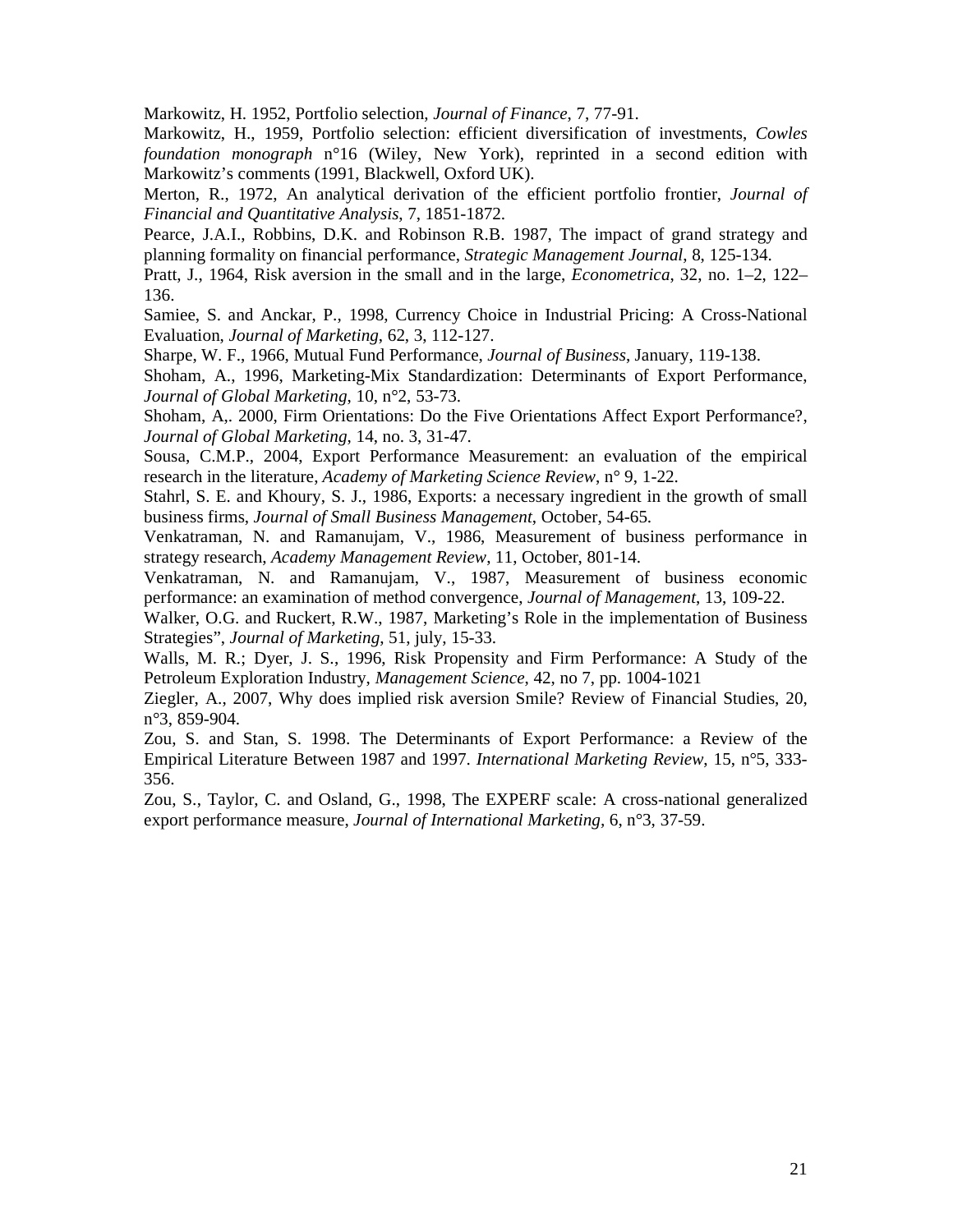Markowitz, H. 1952, Portfolio selection, *Journal of Finance*, 7, 77-91.

Markowitz, H., 1959, Portfolio selection: efficient diversification of investments, *Cowles foundation monograph* n°16 (Wiley, New York), reprinted in a second edition with Markowitz's comments (1991, Blackwell, Oxford UK).

Merton, R., 1972, An analytical derivation of the efficient portfolio frontier, *Journal of Financial and Quantitative Analysis*, 7, 1851-1872.

Pearce, J.A.I., Robbins, D.K. and Robinson R.B. 1987, The impact of grand strategy and planning formality on financial performance, *Strategic Management Journal*, 8, 125-134.

Pratt, J., 1964, Risk aversion in the small and in the large, *Econometrica*, 32, no. 1–2, 122–136.

Samiee, S. and Anckar, P., 1998, Currency Choice in Industrial Pricing: A Cross-National Evaluation, *Journal of Marketing*, 62, 3, 112-127.

Sharpe, W. F., 1966, Mutual Fund Performance, *Journal of Business*, January, 119-138.

Shoham, A., 1996, Marketing-Mix Standardization: Determinants of Export Performance, *Journal of Global Marketing*, 10, n°2, 53-73.

Shoham, A,. 2000, Firm Orientations: Do the Five Orientations Affect Export Performance?, *Journal of Global Marketing*, 14, no. 3, 31-47.

Sousa, C.M.P., 2004, Export Performance Measurement: an evaluation of the empirical research in the literature, *Academy of Marketing Science Review*, n° 9, 1-22.

Stahrl, S. E. and Khoury, S. J., 1986, Exports: a necessary ingredient in the growth of small business firms, *Journal of Small Business Management*, October, 54-65.

Venkatraman, N. and Ramanujam, V., 1986, Measurement of business performance in strategy research, *Academy Management Review*, 11, October, 801-14.

Venkatraman, N. and Ramanujam, V., 1987, Measurement of business economic performance: an examination of method convergence, *Journal of Management*, 13, 109-22.

Walker, O.G. and Ruckert, R.W., 1987, Marketing's Role in the implementation of Business Strategies", *Journal of Marketing*, 51, july, 15-33.

Walls, M. R.; Dyer, J. S., 1996, Risk Propensity and Firm Performance: A Study of the Petroleum Exploration Industry, *Management Science*, 42, no 7, pp. 1004-1021

Ziegler, A., 2007, Why does implied risk aversion Smile? Review of Financial Studies, 20, n°3, 859-904.

Zou, S. and Stan, S. 1998. The Determinants of Export Performance: a Review of the Empirical Literature Between 1987 and 1997. *International Marketing Review*, 15, n°5, 333-356.

Zou, S., Taylor, C. and Osland, G., 1998, The EXPERF scale: A cross-national generalized export performance measure, *Journal of International Marketing*, 6, n°3, 37-59.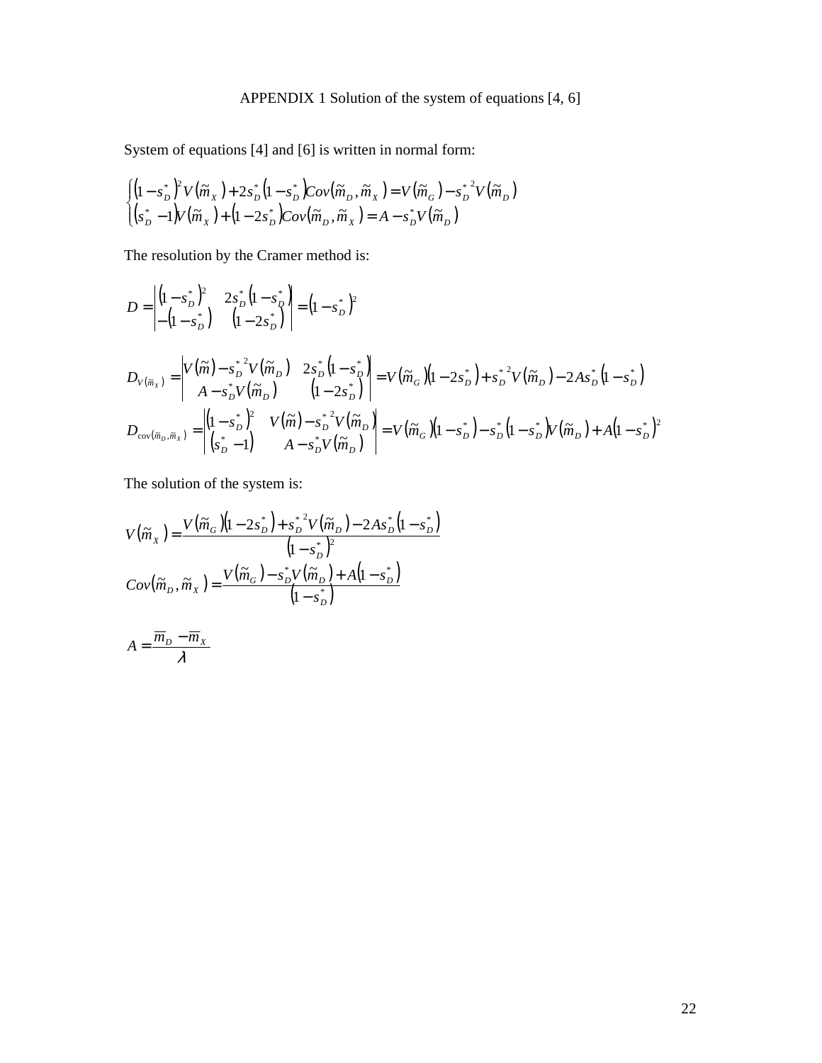APPENDIX 1 Solution of the system of equations [4, 6]

System of equations [4] and [6] is written in normal form:

$$
\begin{cases}
\left(1-s_D^*\right)^2 V\left(\tilde{m}_X\right)+2s_D^*\left(1-s_D^*\right)Cov\left(\tilde{m}_D,\tilde{m}_X\right)=V\left(\tilde{m}_G\right)-s_D^{*\,2}V\left(\tilde{m}_D\right) \\
\left(s_D^*-1\right)V\left(\tilde{m}_X\right)+\left(1-2s_D^*\right)Cov\left(\tilde{m}_D,\tilde{m}_X\right)=A-s_D^*V\left(\tilde{m}_D\right)
\end{cases}
$$

The resolution by the Cramer method is:

$$
D=\begin{vmatrix} \left(1-s_D^*\right)^2 & 2s_D^*\left(1-s_D^*\right) \\ -\left(1-s_D^*\right) & \left(1-2s_D^*\right) \end{vmatrix}=\left(1-s_D^*\right)^2
$$

$$
D_{V\left(\tilde{m}_X\right)}=\begin{vmatrix} V\left(\tilde{m}\right)-s_D^{*\,2}V\left(\tilde{m}_D\right) & 2s_D^*\left(1-s_D^*\right) \\ A-s_D^*V\left(\tilde{m}_D\right) & \left(1-2s_D^*\right) \end{vmatrix}=V\left(\tilde{m}_G\right)\left(1-2s_D^*\right)+s_D^{*\,2}V\left(\tilde{m}_D\right)-2As_D^*\left(1-s_D^*\right)
$$

$$
D_{\mathrm{cov}\left(\tilde{m}_D,\tilde{m}_X\right)}=\begin{vmatrix} \left(1-s_D^*\right)^2 & V\left(\tilde{m}\right)-s_D^{*\,2}V\left(\tilde{m}_D\right) \\ \left(s_D^*-1\right) & A-s_D^*V\left(\tilde{m}_D\right) \end{vmatrix}=V\left(\tilde{m}_G\right)\left(1-s_D^*\right)-s_D^*\left(1-s_D^*\right)V\left(\tilde{m}_D\right)+A\left(1-s_D^*\right)^2
$$

The solution of the system is:

$$
V\left(\tilde{m}_X\right)=\frac{V\left(\tilde{m}_G\right)\left(1-2s_D^*\right)+s_D^{*\,2}V\left(\tilde{m}_D\right)-2As_D^*\left(1-s_D^*\right)}{\left(1-s_D^*\right)^2}
$$

$$
Cov\left(\tilde{m}_D,\tilde{m}_X\right)=\frac{V\left(\tilde{m}_G\right)-s_D^*V\left(\tilde{m}_D\right)+A\left(1-s_D^*\right)}{\left(1-s_D^*\right)}
$$

$$
A=\frac{\overline{m}_D-\overline{m}_X}{\lambda}
$$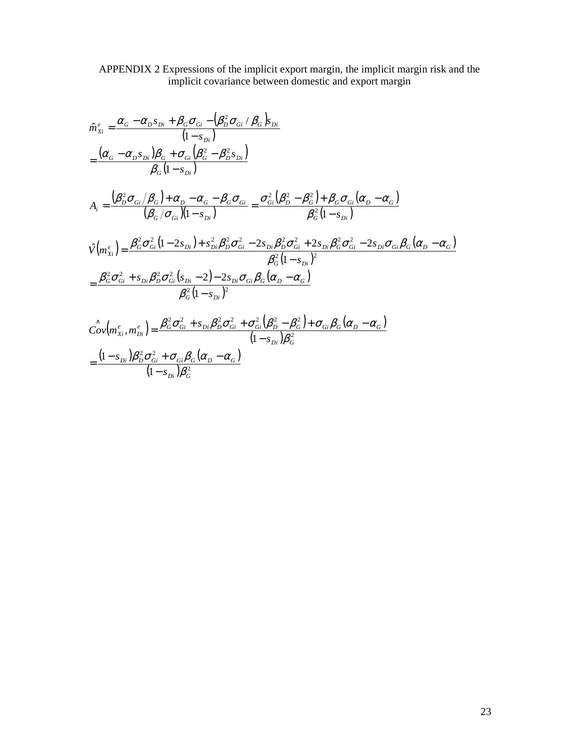APPENDIX 2 Expressions of the implicit export margin, the implicit margin risk and the implicit covariance between domestic and export margin

$$
\hat{m}_{Xi}^{e} = \frac{\alpha_G - \alpha_D s_{Di} + \beta_G \sigma_{Gi} - \left(\beta_D^2 \sigma_{Gi} / \beta_G\right) s_{Di}}{\left(1 - s_{Di}\right)}
$$

$$
= \frac{\left(\alpha_G - \alpha_D s_{Di}\right)\beta_G + \sigma_{Gi}\left(\beta_G^2 - \beta_D^2 s_{Di}\right)}{\beta_G\left(1 - s_{Di}\right)}
$$

$$
A_i = \frac{\left(\beta_D^2 \sigma_{Gi} / \beta_G\right) + \alpha_D - \alpha_G - \beta_G \sigma_{Gi}}{\left(\beta_G / \sigma_{Gi}\right)\left(1 - s_{Di}\right)} = \frac{\sigma_{Gi}^2\left(\beta_D^2 - \beta_G^2\right) + \beta_G \sigma_{Gi}\left(\alpha_D - \alpha_G\right)}{\beta_G^2\left(1 - s_{Di}\right)}
$$

$$
\hat{V}\left(m_{Xi}^{e}\right) = \frac{\beta_G^2 \sigma_{Gi}^2\left(1 - 2s_{Di}\right) + s_{Di}^2 \beta_D^2 \sigma_{Gi}^2 - 2s_{Di}\beta_D^2 \sigma_{Gi}^2 + 2s_{Di}\beta_G^2 \sigma_{Gi}^2 - 2s_{Di}\sigma_{Gi}\beta_G\left(\alpha_D - \alpha_G\right)}{\beta_G^2\left(1 - s_{Di}\right)^2}
$$

$$
= \frac{\beta_G^2 \sigma_{Gi}^2 + s_{Di}\beta_D^2 \sigma_{Gi}^2\left(s_{Di} - 2\right) - 2s_{Di}\sigma_{Gi}\beta_G\left(\alpha_D - \alpha_G\right)}{\beta_G^2\left(1 - s_{Di}\right)^2}
$$

$$
\hat{Cov}\left(m_{Xi}^{e}, m_{Di}^{e}\right) = \frac{\beta_G^2 \sigma_{Gi}^2 + s_{Di}\beta_D^2 \sigma_{Gi}^2 + \sigma_{Gi}^2\left(\beta_D^2 - \beta_G^2\right) + \sigma_{Gi}\beta_G\left(\alpha_D - \alpha_G\right)}{\left(1 - s_{Di}\right)\beta_G^2}
$$

$$
= \frac{\left(1 - s_{Di}\right)\beta_D^2 \sigma_{Gi}^2 + \sigma_{Gi}\beta_G\left(\alpha_D - \alpha_G\right)}{\left(1 - s_{Di}\right)\beta_G^2}
$$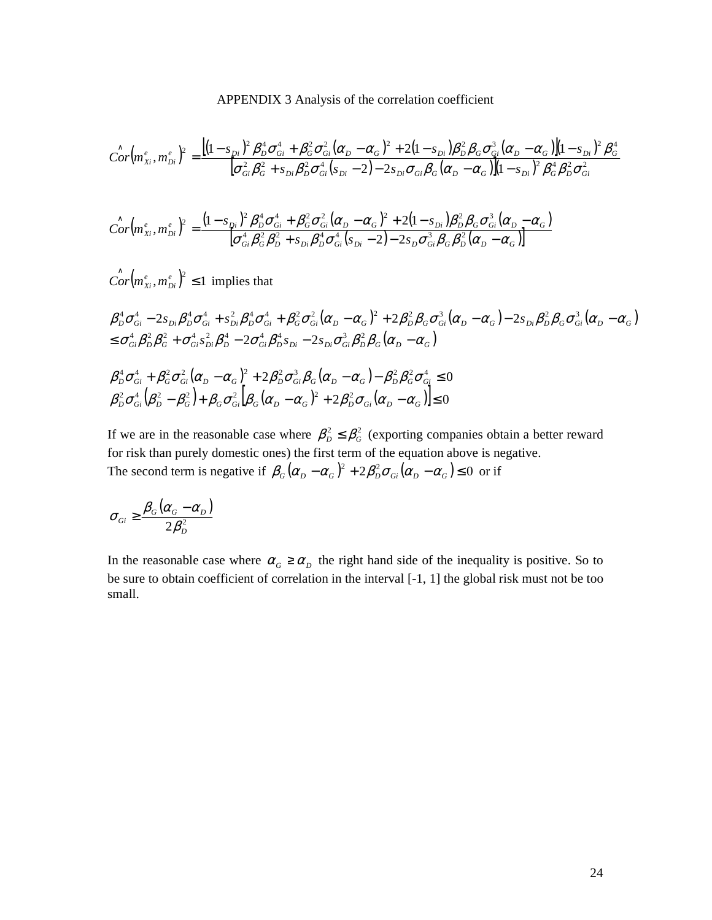APPENDIX 3 Analysis of the correlation coefficient

$$\hat{Cor}\left(m^e_{Xi}, m^e_{Di}\right)^2 = \frac{\left[(1-s_{Di})^2 \beta_D^4 \sigma_{Gi}^4 + \beta_G^2 \sigma_{Gi}^2 (\alpha_D - \alpha_G)^2 + 2(1-s_{Di})\beta_D^2 \beta_G \sigma_{Gi}^3 (\alpha_D - \alpha_G)\right](1-s_{Di})^2 \beta_G^4}{\left[\sigma_{Gi}^2 \beta_G^2 + s_{Di}\beta_D^2 \sigma_{Gi}^4 (s_{Di} - 2) - 2 s_{Di} \sigma_{Gi} \beta_G (\alpha_D - \alpha_G)\right](1-s_{Di})^2 \beta_G^4 \beta_D^2 \sigma_{Gi}^2}$$

$$\hat{Cor}\left(m^e_{Xi}, m^e_{Di}\right)^2 = \frac{(1-s_{Di})^2 \beta_D^4 \sigma_{Gi}^4 + \beta_G^2 \sigma_{Gi}^2 (\alpha_D - \alpha_G)^2 + 2(1-s_{Di})\beta_D^2 \beta_G \sigma_{Gi}^3 (\alpha_D - \alpha_G)}{\left[\sigma_{Gi}^4 \beta_G^2 \beta_D^2 + s_{Di}\beta_D^4 \sigma_{Gi}^4 (s_{Di} - 2) - 2 s_D \sigma_{Gi}^3 \beta_G \beta_D^2 (\alpha_D - \alpha_G)\right]}$$

$\hat{Cor}\left(m^e_{Xi}, m^e_{Di}\right)^2 \leq 1$ implies that

$$\beta_D^4 \sigma_{Gi}^4 - 2 s_{Di} \beta_D^4 \sigma_{Gi}^4 + s_{Di}^2 \beta_D^4 \sigma_{Gi}^4 + \beta_G^2 \sigma_{Gi}^2 (\alpha_D - \alpha_G)^2 + 2\beta_D^2 \beta_G \sigma_{Gi}^3 (\alpha_D - \alpha_G) - 2 s_{Di} \beta_D^2 \beta_G \sigma_{Gi}^3 (\alpha_D - \alpha_G)$$
$$\leq \sigma_{Gi}^4 \beta_D^2 \beta_G^2 + \sigma_{Gi}^4 s_{Di}^2 \beta_D^4 - 2\sigma_{Gi}^4 \beta_D^4 s_{Di} - 2 s_{Di} \sigma_{Gi}^3 \beta_D^2 \beta_G (\alpha_D - \alpha_G)$$

$$\beta_D^4 \sigma_{Gi}^4 + \beta_G^2 \sigma_{Gi}^2 (\alpha_D - \alpha_G)^2 + 2\beta_D^2 \sigma_{Gi}^3 \beta_G (\alpha_D - \alpha_G) - \beta_D^2 \beta_G^2 \sigma_{Gi}^4 \leq 0$$
$$\beta_D^2 \sigma_{Gi}^4 \left(\beta_D^2 - \beta_G^2\right) + \beta_G \sigma_{Gi}^2 \left[\beta_G (\alpha_D - \alpha_G)^2 + 2\beta_D^2 \sigma_{Gi} (\alpha_D - \alpha_G)\right] \leq 0$$

If we are in the reasonable case where $\beta_D^2 \leq \beta_G^2$ (exporting companies obtain a better reward for risk than purely domestic ones) the first term of the equation above is negative. The second term is negative if $\beta_G (\alpha_D - \alpha_G)^2 + 2\beta_D^2 \sigma_{Gi} (\alpha_D - \alpha_G) \leq 0$ or if

$$\sigma_{Gi} \geq \frac{\beta_G (\alpha_G - \alpha_D)}{2\beta_D^2}$$

In the reasonable case where $\alpha_G \geq \alpha_D$ the right hand side of the inequality is positive. So to be sure to obtain coefficient of correlation in the interval [-1, 1] the global risk must not be too small.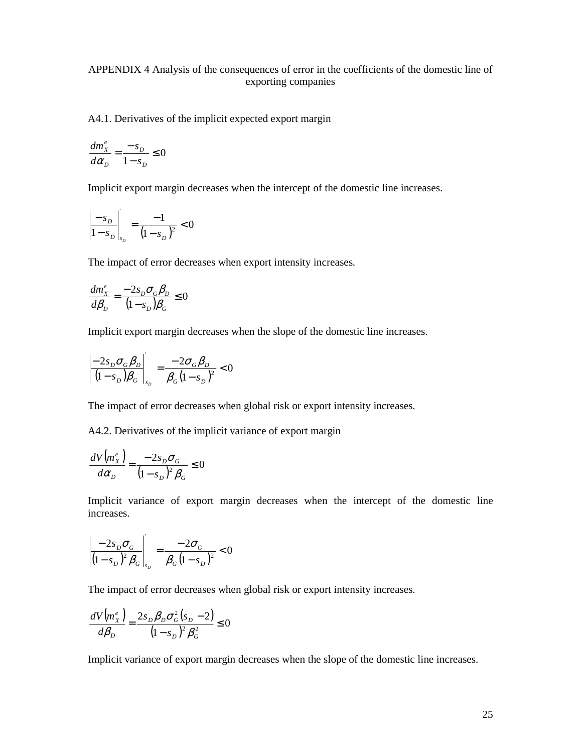APPENDIX 4 Analysis of the consequences of error in the coefficients of the domestic line of exporting companies

A4.1. Derivatives of the implicit expected export margin

$$\frac{dm_X^e}{d\alpha_D} = \frac{-s_D}{1-s_D} \leq 0$$

Implicit export margin decreases when the intercept of the domestic line increases.

$$\left|\frac{-s_D}{1-s_D}\right|_{s_D}^{'} = \frac{-1}{(1-s_D)^2} < 0$$

The impact of error decreases when export intensity increases.

$$\frac{dm_X^e}{d\beta_D} = \frac{-2s_D\sigma_G\beta_D}{(1-s_D)\beta_G} \leq 0$$

Implicit export margin decreases when the slope of the domestic line increases.

$$\left|\frac{-2s_D\sigma_G\beta_D}{(1-s_D)\beta_G}\right|_{s_D}^{'} = \frac{-2\sigma_G\beta_D}{\beta_G(1-s_D)^2} < 0$$

The impact of error decreases when global risk or export intensity increases.

A4.2. Derivatives of the implicit variance of export margin

$$\frac{dV(m_X^e)}{d\alpha_D} = \frac{-2s_D\sigma_G}{(1-s_D)^2\beta_G} \leq 0$$

Implicit variance of export margin decreases when the intercept of the domestic line increases.

$$\left|\frac{-2s_D\sigma_G}{(1-s_D)^2\beta_G}\right|_{s_D}^{'} = \frac{-2\sigma_G}{\beta_G(1-s_D)^2} < 0$$

The impact of error decreases when global risk or export intensity increases.

$$\frac{dV(m_X^e)}{d\beta_D} = \frac{2s_D\beta_D\sigma_G^2(s_D-2)}{(1-s_D)^2\beta_G^2} \leq 0$$

Implicit variance of export margin decreases when the slope of the domestic line increases.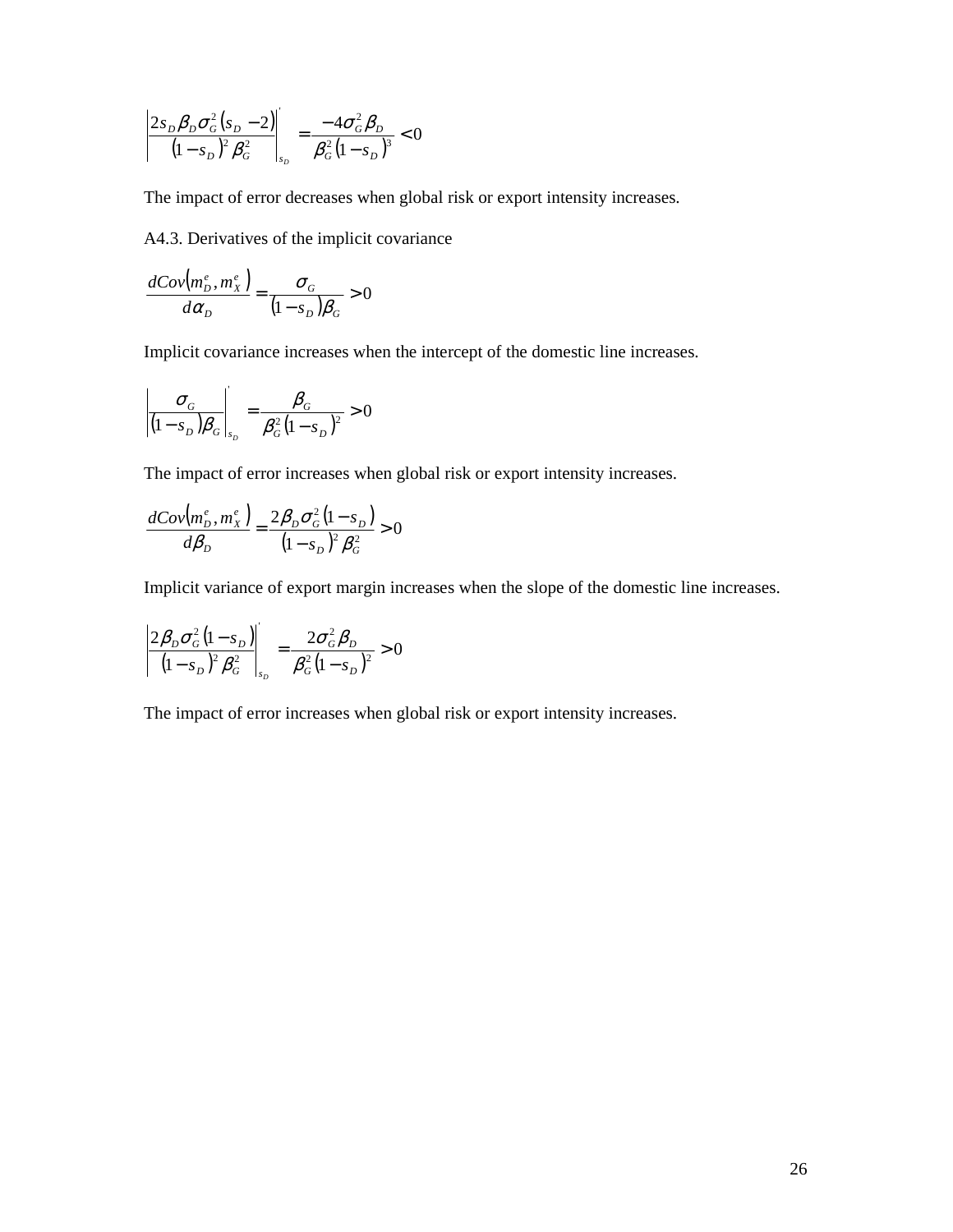$$\left|\frac{2s_D\beta_D\sigma_G^2(s_D-2)}{(1-s_D)^2\beta_G^2}\right|'_{s_D}=\frac{-4\sigma_G^2\beta_D}{\beta_G^2(1-s_D)^3}<0$$

The impact of error decreases when global risk or export intensity increases.

A4.3. Derivatives of the implicit covariance

$$\frac{dCov(m_D^e,m_X^e)}{d\alpha_D}=\frac{\sigma_G}{(1-s_D)\beta_G}>0$$

Implicit covariance increases when the intercept of the domestic line increases.

$$\left|\frac{\sigma_G}{(1-s_D)\beta_G}\right|'_{s_D}=\frac{\beta_G}{\beta_G^2(1-s_D)^2}>0$$

The impact of error increases when global risk or export intensity increases.

$$\frac{dCov(m_D^e,m_X^e)}{d\beta_D}=\frac{2\beta_D\sigma_G^2(1-s_D)}{(1-s_D)^2\beta_G^2}>0$$

Implicit variance of export margin increases when the slope of the domestic line increases.

$$\left|\frac{2\beta_D\sigma_G^2(1-s_D)}{(1-s_D)^2\beta_G^2}\right|'_{s_D}=\frac{2\sigma_G^2\beta_D}{\beta_G^2(1-s_D)^2}>0$$

The impact of error increases when global risk or export intensity increases.